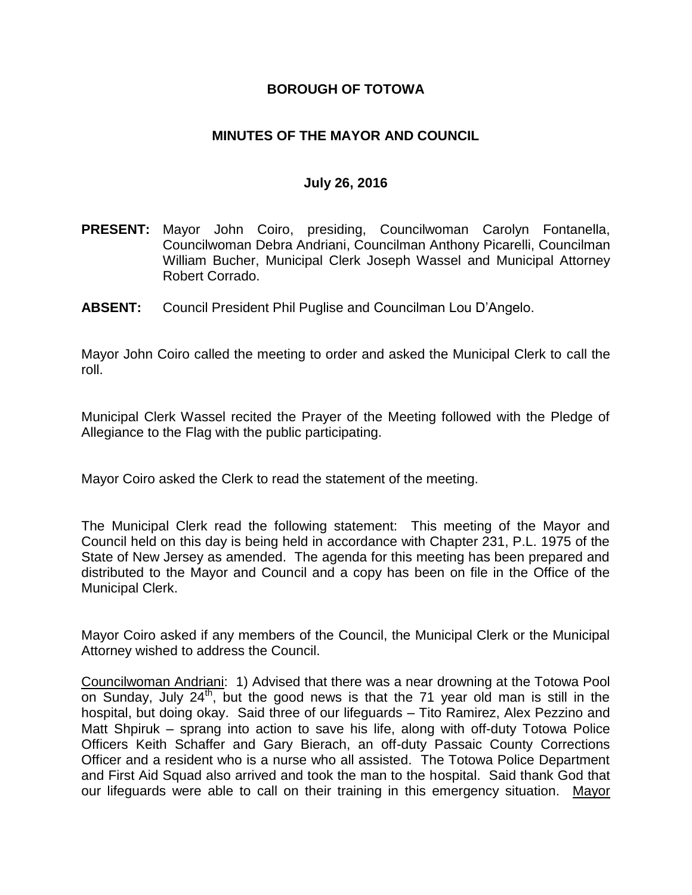**BOROUGH OF TOTOWA**

**MINUTES OF THE MAYOR AND COUNCIL**

**July 26, 2016**

**PRESENT:** Mayor John Coiro, presiding, Councilwoman Carolyn Fontanella, Councilwoman Debra Andriani, Councilman Anthony Picarelli, Councilman William Bucher, Municipal Clerk Joseph Wassel and Municipal Attorney Robert Corrado.

**ABSENT:** Council President Phil Puglise and Councilman Lou D'Angelo.

Mayor John Coiro called the meeting to order and asked the Municipal Clerk to call the roll.

Municipal Clerk Wassel recited the Prayer of the Meeting followed with the Pledge of Allegiance to the Flag with the public participating.

Mayor Coiro asked the Clerk to read the statement of the meeting.

The Municipal Clerk read the following statement: This meeting of the Mayor and Council held on this day is being held in accordance with Chapter 231, P.L. 1975 of the State of New Jersey as amended. The agenda for this meeting has been prepared and distributed to the Mayor and Council and a copy has been on file in the Office of the Municipal Clerk.

Mayor Coiro asked if any members of the Council, the Municipal Clerk or the Municipal Attorney wished to address the Council.

Councilwoman Andriani: 1) Advised that there was a near drowning at the Totowa Pool on Sunday, July 24th, but the good news is that the 71 year old man is still in the hospital, but doing okay. Said three of our lifeguards – Tito Ramirez, Alex Pezzino and Matt Shpiruk – sprang into action to save his life, along with off-duty Totowa Police Officers Keith Schaffer and Gary Bierach, an off-duty Passaic County Corrections Officer and a resident who is a nurse who all assisted. The Totowa Police Department and First Aid Squad also arrived and took the man to the hospital. Said thank God that our lifeguards were able to call on their training in this emergency situation. Mayor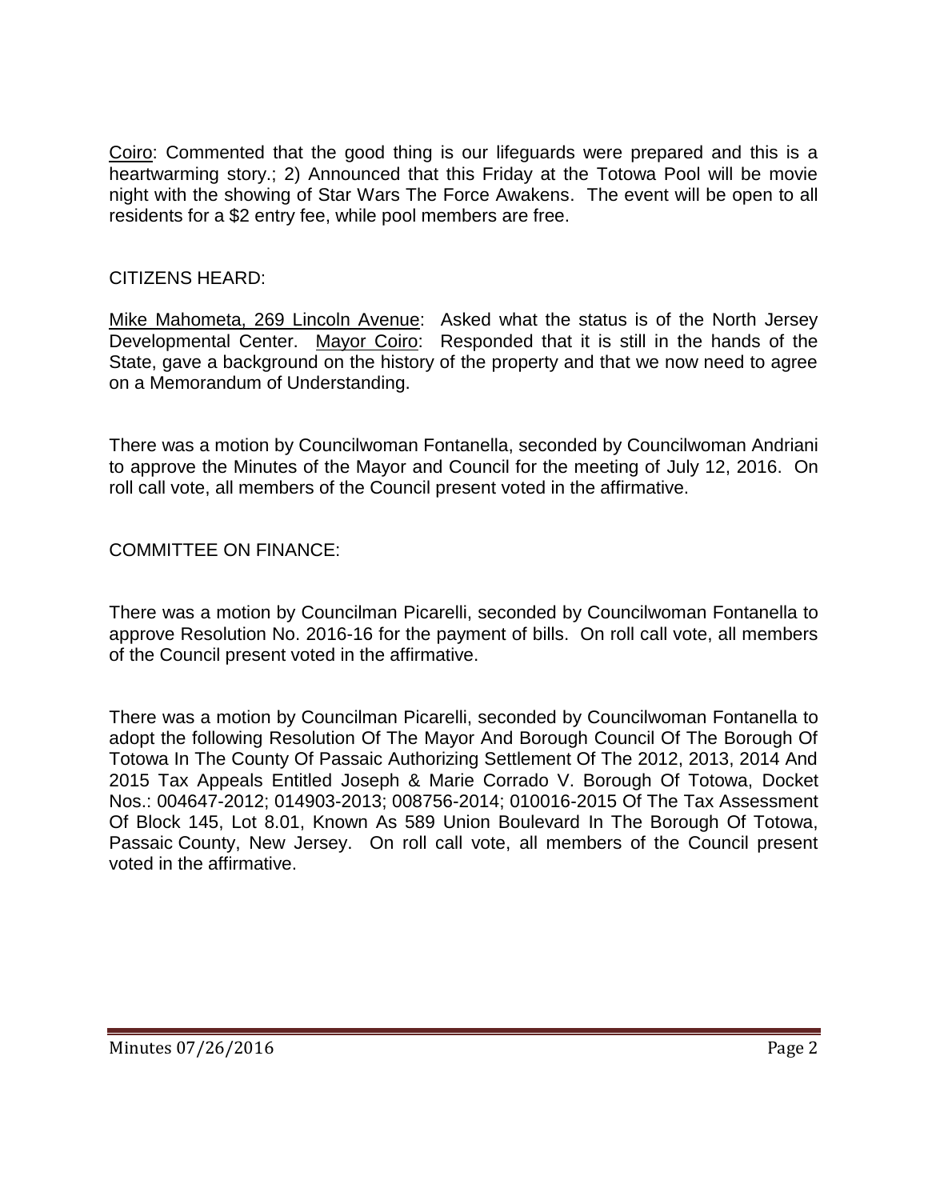Coiro: Commented that the good thing is our lifeguards were prepared and this is a heartwarming story.; 2) Announced that this Friday at the Totowa Pool will be movie night with the showing of Star Wars The Force Awakens. The event will be open to all residents for a $2 entry fee, while pool members are free.

CITIZENS HEARD:

Mike Mahometa, 269 Lincoln Avenue: Asked what the status is of the North Jersey Developmental Center. Mayor Coiro: Responded that it is still in the hands of the State, gave a background on the history of the property and that we now need to agree on a Memorandum of Understanding.

There was a motion by Councilwoman Fontanella, seconded by Councilwoman Andriani to approve the Minutes of the Mayor and Council for the meeting of July 12, 2016. On roll call vote, all members of the Council present voted in the affirmative.

COMMITTEE ON FINANCE:

There was a motion by Councilman Picarelli, seconded by Councilwoman Fontanella to approve Resolution No. 2016-16 for the payment of bills. On roll call vote, all members of the Council present voted in the affirmative.

There was a motion by Councilman Picarelli, seconded by Councilwoman Fontanella to adopt the following Resolution Of The Mayor And Borough Council Of The Borough Of Totowa In The County Of Passaic Authorizing Settlement Of The 2012, 2013, 2014 And 2015 Tax Appeals Entitled Joseph & Marie Corrado V. Borough Of Totowa, Docket Nos.: 004647-2012; 014903-2013; 008756-2014; 010016-2015 Of The Tax Assessment Of Block 145, Lot 8.01, Known As 589 Union Boulevard In The Borough Of Totowa, Passaic County, New Jersey. On roll call vote, all members of the Council present voted in the affirmative.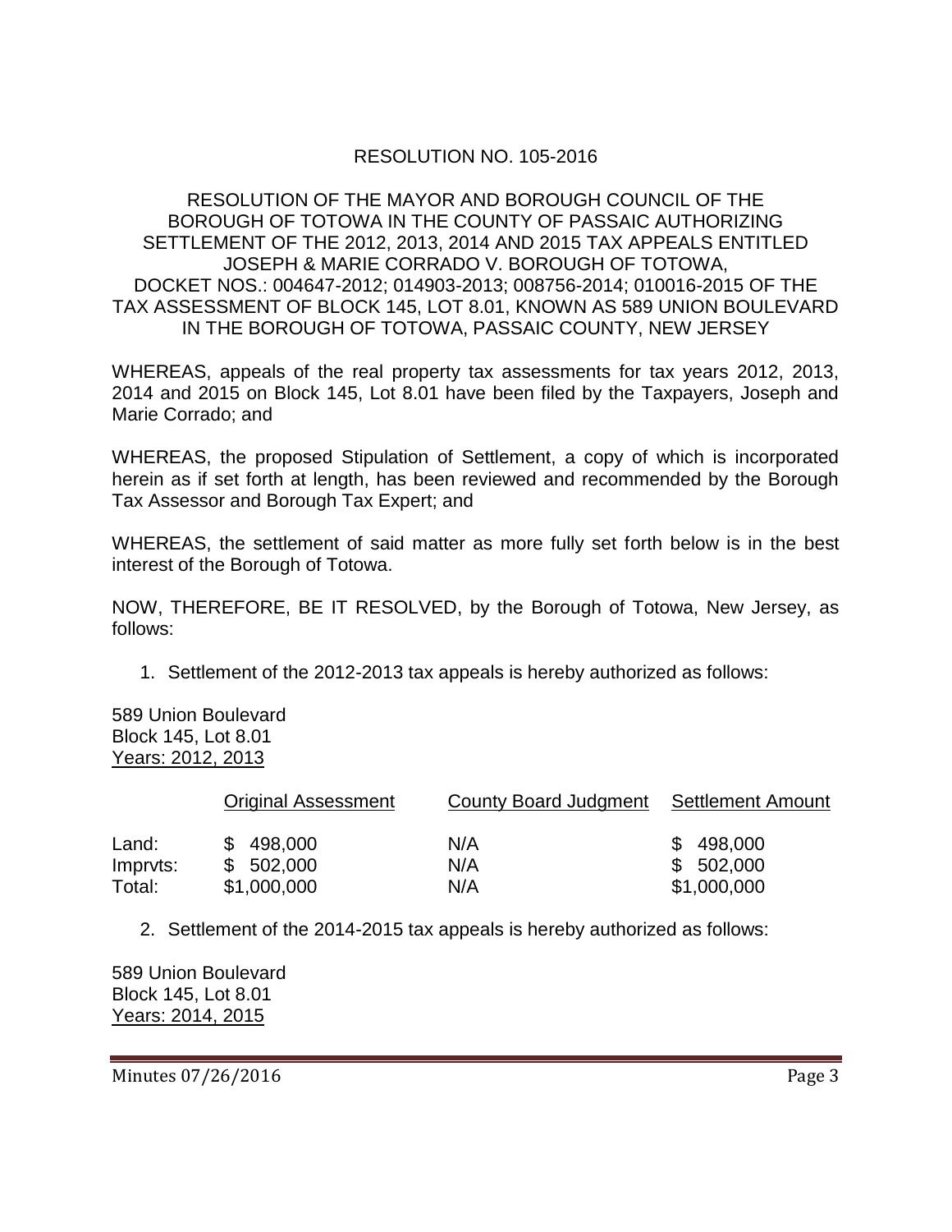RESOLUTION NO. 105-2016

RESOLUTION OF THE MAYOR AND BOROUGH COUNCIL OF THE BOROUGH OF TOTOWA IN THE COUNTY OF PASSAIC AUTHORIZING SETTLEMENT OF THE 2012, 2013, 2014 AND 2015 TAX APPEALS ENTITLED JOSEPH & MARIE CORRADO V. BOROUGH OF TOTOWA, DOCKET NOS.: 004647-2012; 014903-2013; 008756-2014; 010016-2015 OF THE TAX ASSESSMENT OF BLOCK 145, LOT 8.01, KNOWN AS 589 UNION BOULEVARD IN THE BOROUGH OF TOTOWA, PASSAIC COUNTY, NEW JERSEY

WHEREAS, appeals of the real property tax assessments for tax years 2012, 2013, 2014 and 2015 on Block 145, Lot 8.01 have been filed by the Taxpayers, Joseph and Marie Corrado; and

WHEREAS, the proposed Stipulation of Settlement, a copy of which is incorporated herein as if set forth at length, has been reviewed and recommended by the Borough Tax Assessor and Borough Tax Expert; and

WHEREAS, the settlement of said matter as more fully set forth below is in the best interest of the Borough of Totowa.

NOW, THEREFORE, BE IT RESOLVED, by the Borough of Totowa, New Jersey, as follows:

1. Settlement of the 2012-2013 tax appeals is hereby authorized as follows:

589 Union Boulevard
Block 145, Lot 8.01
Years: 2012, 2013

| | Original Assessment | County Board Judgment | Settlement Amount |
|---|---|---|---|
| Land: | $ 498,000 | N/A | $ 498,000 |
| Imprvts: | $ 502,000 | N/A | $ 502,000 |
| Total: | $1,000,000 | N/A | $1,000,000 |

2. Settlement of the 2014-2015 tax appeals is hereby authorized as follows:

589 Union Boulevard
Block 145, Lot 8.01
Years: 2014, 2015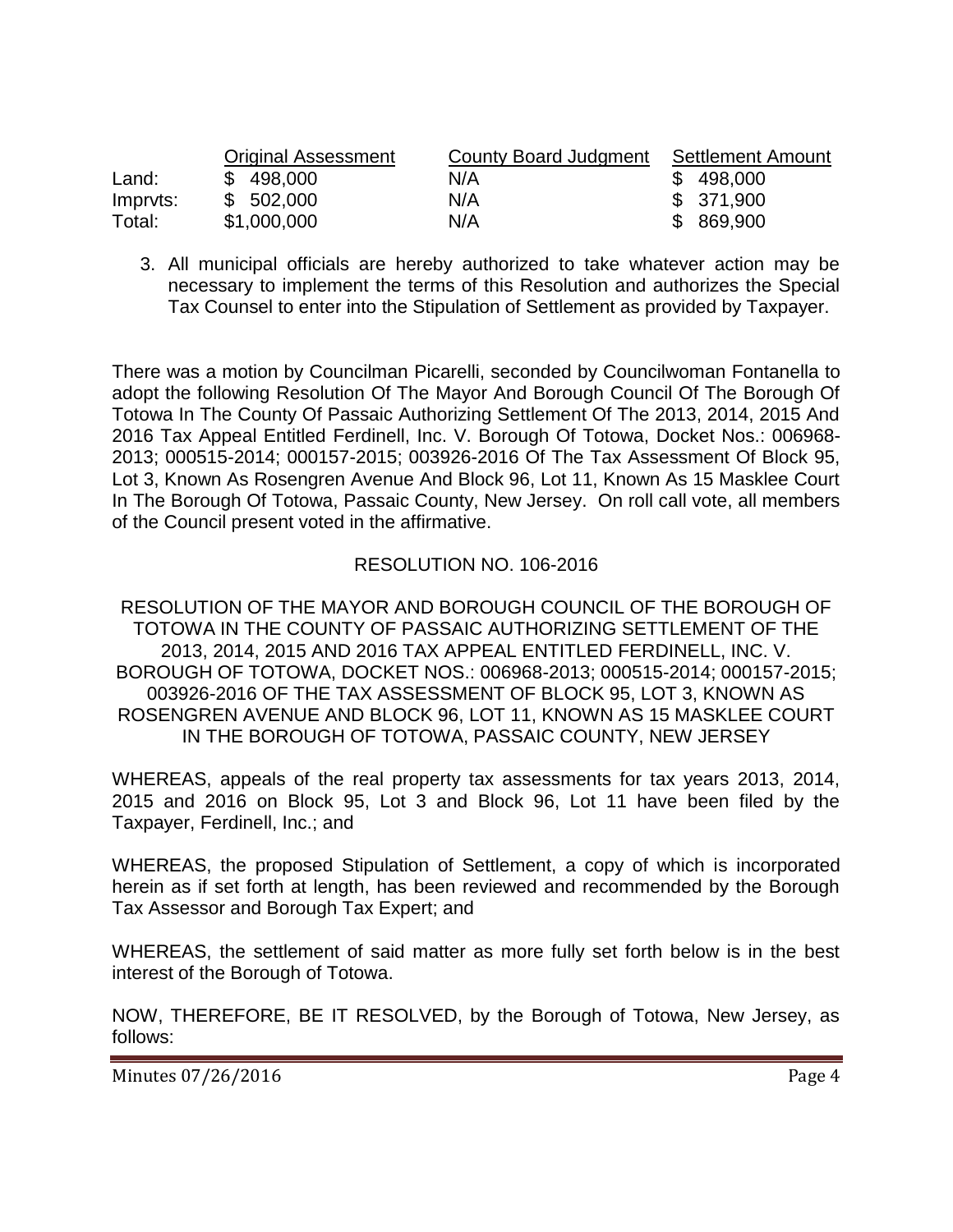| | Original Assessment | County Board Judgment | Settlement Amount |
|---|---|---|---|
| Land: | $ 498,000 | N/A | $ 498,000 |
| Imprvts: | $ 502,000 | N/A | $ 371,900 |
| Total: | $1,000,000 | N/A | $ 869,900 |

3. All municipal officials are hereby authorized to take whatever action may be necessary to implement the terms of this Resolution and authorizes the Special Tax Counsel to enter into the Stipulation of Settlement as provided by Taxpayer.

There was a motion by Councilman Picarelli, seconded by Councilwoman Fontanella to adopt the following Resolution Of The Mayor And Borough Council Of The Borough Of Totowa In The County Of Passaic Authorizing Settlement Of The 2013, 2014, 2015 And 2016 Tax Appeal Entitled Ferdinell, Inc. V. Borough Of Totowa, Docket Nos.: 006968-2013; 000515-2014; 000157-2015; 003926-2016 Of The Tax Assessment Of Block 95, Lot 3, Known As Rosengren Avenue And Block 96, Lot 11, Known As 15 Masklee Court In The Borough Of Totowa, Passaic County, New Jersey. On roll call vote, all members of the Council present voted in the affirmative.

RESOLUTION NO. 106-2016

RESOLUTION OF THE MAYOR AND BOROUGH COUNCIL OF THE BOROUGH OF TOTOWA IN THE COUNTY OF PASSAIC AUTHORIZING SETTLEMENT OF THE 2013, 2014, 2015 AND 2016 TAX APPEAL ENTITLED FERDINELL, INC. V. BOROUGH OF TOTOWA, DOCKET NOS.: 006968-2013; 000515-2014; 000157-2015; 003926-2016 OF THE TAX ASSESSMENT OF BLOCK 95, LOT 3, KNOWN AS ROSENGREN AVENUE AND BLOCK 96, LOT 11, KNOWN AS 15 MASKLEE COURT IN THE BOROUGH OF TOTOWA, PASSAIC COUNTY, NEW JERSEY

WHEREAS, appeals of the real property tax assessments for tax years 2013, 2014, 2015 and 2016 on Block 95, Lot 3 and Block 96, Lot 11 have been filed by the Taxpayer, Ferdinell, Inc.; and

WHEREAS, the proposed Stipulation of Settlement, a copy of which is incorporated herein as if set forth at length, has been reviewed and recommended by the Borough Tax Assessor and Borough Tax Expert; and

WHEREAS, the settlement of said matter as more fully set forth below is in the best interest of the Borough of Totowa.

NOW, THEREFORE, BE IT RESOLVED, by the Borough of Totowa, New Jersey, as follows: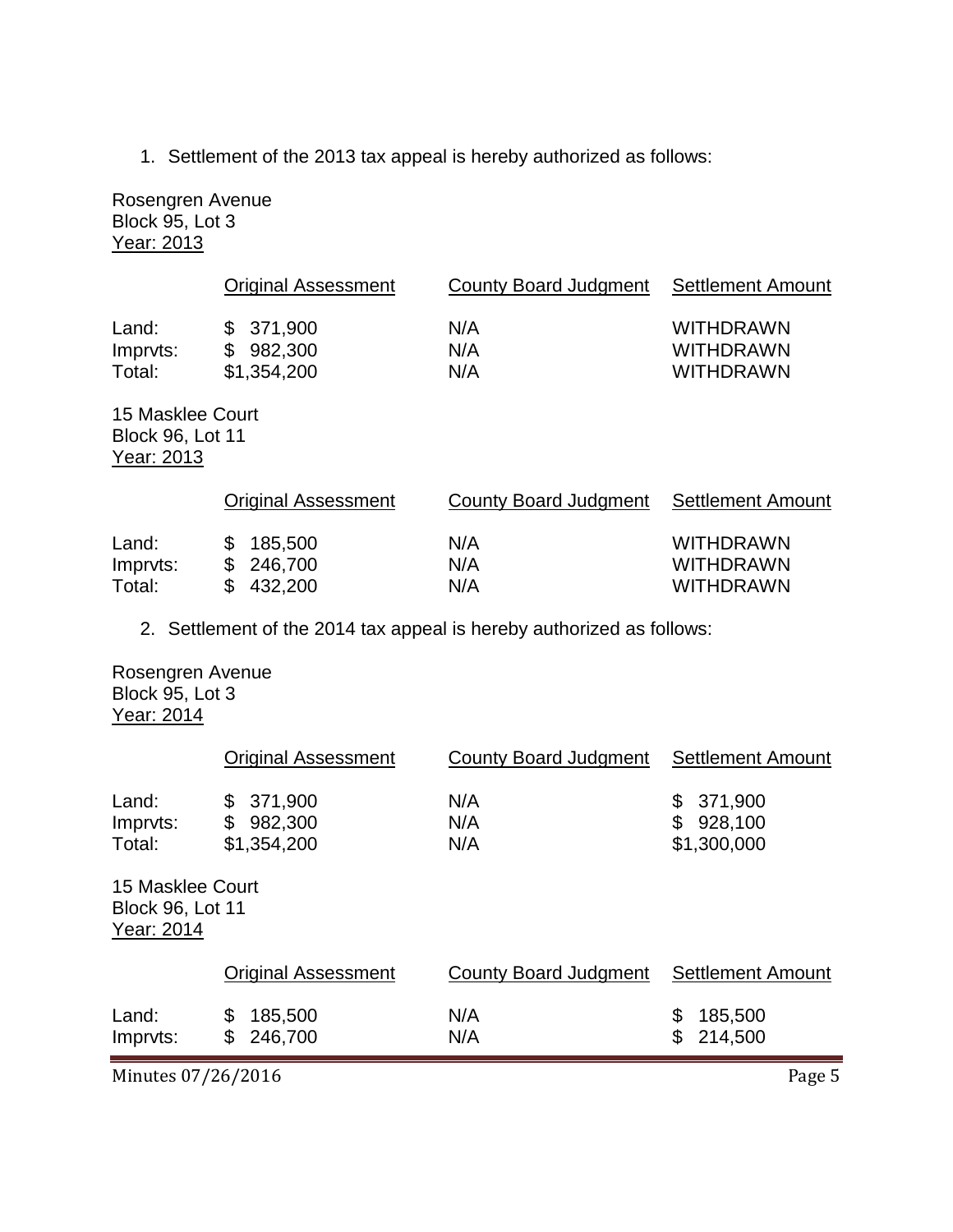1. Settlement of the 2013 tax appeal is hereby authorized as follows:

Rosengren Avenue
Block 95, Lot 3
Year: 2013

| | Original Assessment | County Board Judgment | Settlement Amount |
|---|---|---|---|
| Land: | $ 371,900 | N/A | WITHDRAWN |
| Imprvts: | $ 982,300 | N/A | WITHDRAWN |
| Total: | $1,354,200 | N/A | WITHDRAWN |

15 Masklee Court
Block 96, Lot 11
Year: 2013

| | Original Assessment | County Board Judgment | Settlement Amount |
|---|---|---|---|
| Land: | $ 185,500 | N/A | WITHDRAWN |
| Imprvts: | $ 246,700 | N/A | WITHDRAWN |
| Total: | $ 432,200 | N/A | WITHDRAWN |

2. Settlement of the 2014 tax appeal is hereby authorized as follows:

Rosengren Avenue
Block 95, Lot 3
Year: 2014

| | Original Assessment | County Board Judgment | Settlement Amount |
|---|---|---|---|
| Land: | $ 371,900 | N/A | $ 371,900 |
| Imprvts: | $ 982,300 | N/A | $ 928,100 |
| Total: | $1,354,200 | N/A | $1,300,000 |

15 Masklee Court
Block 96, Lot 11
Year: 2014

| | Original Assessment | County Board Judgment | Settlement Amount |
|---|---|---|---|
| Land: | $ 185,500 | N/A | $ 185,500 |
| Imprvts: | $ 246,700 | N/A | $ 214,500 |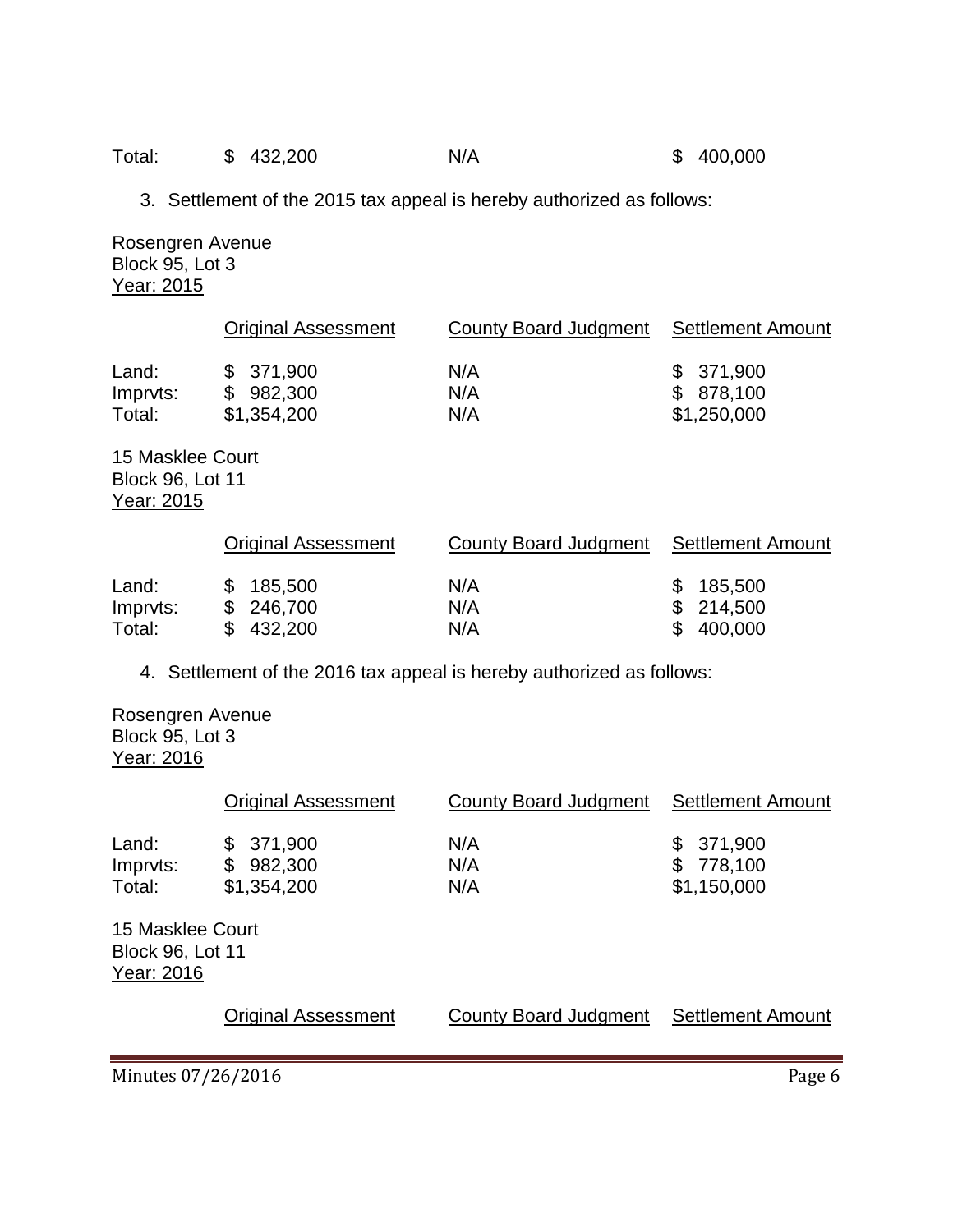| | | | |
|---|---|---|---|
| Total: | $ 432,200 | N/A | $ 400,000 |

3. Settlement of the 2015 tax appeal is hereby authorized as follows:

Rosengren Avenue
Block 95, Lot 3
Year: 2015

| | Original Assessment | County Board Judgment | Settlement Amount |
|---|---|---|---|
| Land: | $ 371,900 | N/A | $ 371,900 |
| Imprvts: | $ 982,300 | N/A | $ 878,100 |
| Total: | $1,354,200 | N/A | $1,250,000 |

15 Masklee Court
Block 96, Lot 11
Year: 2015

| | Original Assessment | County Board Judgment | Settlement Amount |
|---|---|---|---|
| Land: | $ 185,500 | N/A | $ 185,500 |
| Imprvts: | $ 246,700 | N/A | $ 214,500 |
| Total: | $ 432,200 | N/A | $ 400,000 |

4. Settlement of the 2016 tax appeal is hereby authorized as follows:

Rosengren Avenue
Block 95, Lot 3
Year: 2016

| | Original Assessment | County Board Judgment | Settlement Amount |
|---|---|---|---|
| Land: | $ 371,900 | N/A | $ 371,900 |
| Imprvts: | $ 982,300 | N/A | $ 778,100 |
| Total: | $1,354,200 | N/A | $1,150,000 |

15 Masklee Court
Block 96, Lot 11
Year: 2016

| | Original Assessment | County Board Judgment | Settlement Amount |
|---|---|---|---|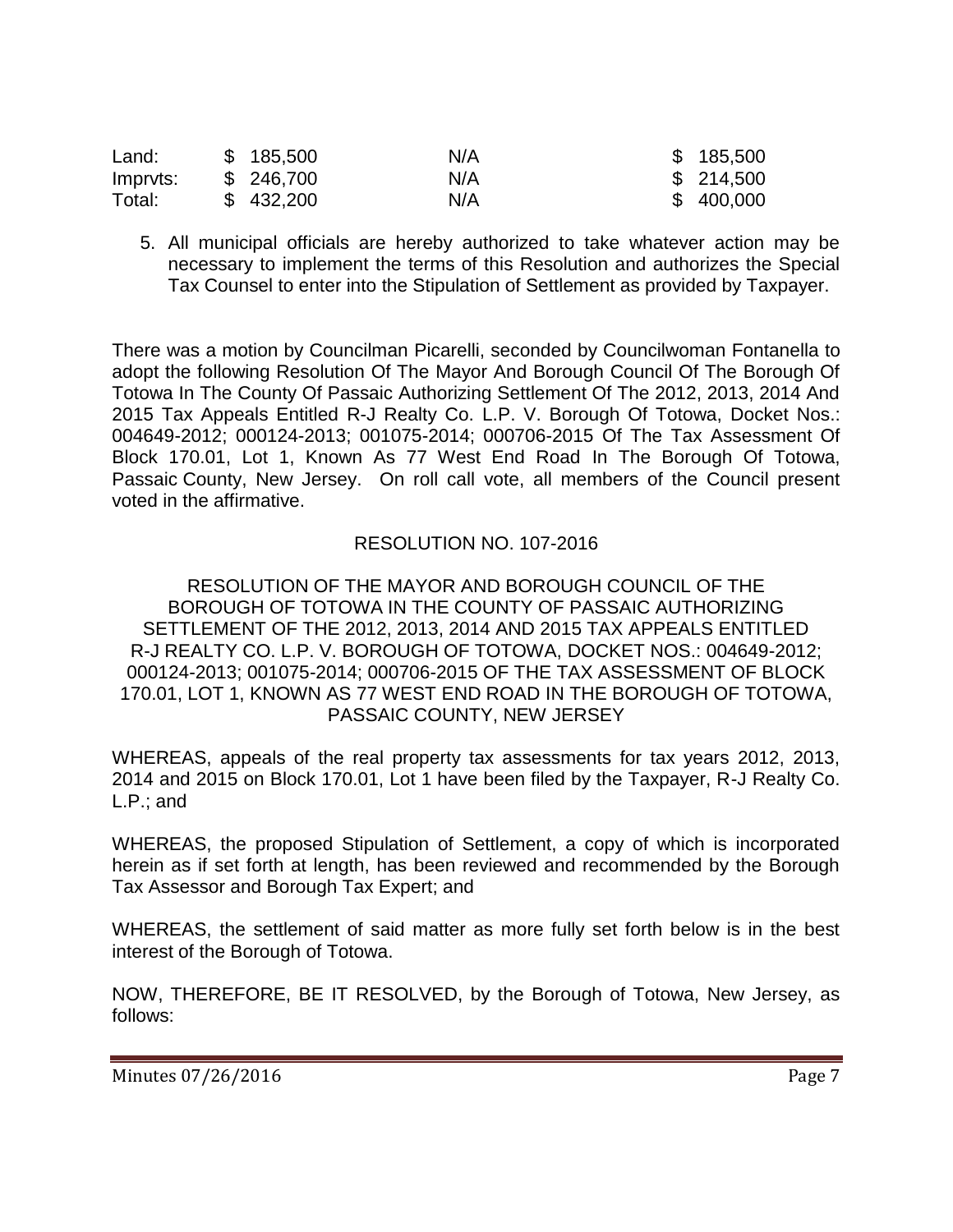| | | | |
|---|---|---|---|
| Land: | $ 185,500 | N/A | $ 185,500 |
| Imprvts: | $ 246,700 | N/A | $ 214,500 |
| Total: | $ 432,200 | N/A | $ 400,000 |

5. All municipal officials are hereby authorized to take whatever action may be necessary to implement the terms of this Resolution and authorizes the Special Tax Counsel to enter into the Stipulation of Settlement as provided by Taxpayer.

There was a motion by Councilman Picarelli, seconded by Councilwoman Fontanella to adopt the following Resolution Of The Mayor And Borough Council Of The Borough Of Totowa In The County Of Passaic Authorizing Settlement Of The 2012, 2013, 2014 And 2015 Tax Appeals Entitled R-J Realty Co. L.P. V. Borough Of Totowa, Docket Nos.: 004649-2012; 000124-2013; 001075-2014; 000706-2015 Of The Tax Assessment Of Block 170.01, Lot 1, Known As 77 West End Road In The Borough Of Totowa, Passaic County, New Jersey. On roll call vote, all members of the Council present voted in the affirmative.

RESOLUTION NO. 107-2016

RESOLUTION OF THE MAYOR AND BOROUGH COUNCIL OF THE BOROUGH OF TOTOWA IN THE COUNTY OF PASSAIC AUTHORIZING SETTLEMENT OF THE 2012, 2013, 2014 AND 2015 TAX APPEALS ENTITLED R-J REALTY CO. L.P. V. BOROUGH OF TOTOWA, DOCKET NOS.: 004649-2012; 000124-2013; 001075-2014; 000706-2015 OF THE TAX ASSESSMENT OF BLOCK 170.01, LOT 1, KNOWN AS 77 WEST END ROAD IN THE BOROUGH OF TOTOWA, PASSAIC COUNTY, NEW JERSEY

WHEREAS, appeals of the real property tax assessments for tax years 2012, 2013, 2014 and 2015 on Block 170.01, Lot 1 have been filed by the Taxpayer, R-J Realty Co. L.P.; and

WHEREAS, the proposed Stipulation of Settlement, a copy of which is incorporated herein as if set forth at length, has been reviewed and recommended by the Borough Tax Assessor and Borough Tax Expert; and

WHEREAS, the settlement of said matter as more fully set forth below is in the best interest of the Borough of Totowa.

NOW, THEREFORE, BE IT RESOLVED, by the Borough of Totowa, New Jersey, as follows: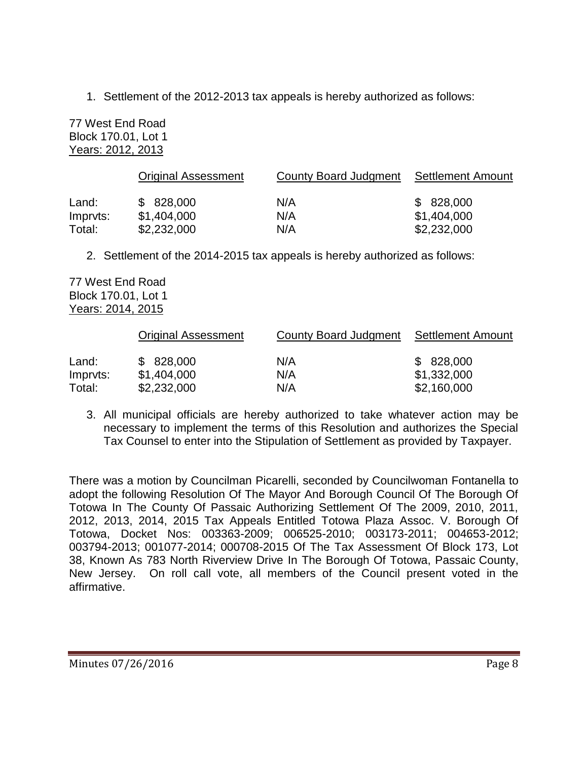1. Settlement of the 2012-2013 tax appeals is hereby authorized as follows:

77 West End Road
Block 170.01, Lot 1
Years: 2012, 2013

| | Original Assessment | County Board Judgment | Settlement Amount |
|---|---|---|---|
| Land: | $ 828,000 | N/A | $ 828,000 |
| Imprvts: | $1,404,000 | N/A | $1,404,000 |
| Total: | $2,232,000 | N/A | $2,232,000 |

2. Settlement of the 2014-2015 tax appeals is hereby authorized as follows:

77 West End Road
Block 170.01, Lot 1
Years: 2014, 2015

| | Original Assessment | County Board Judgment | Settlement Amount |
|---|---|---|---|
| Land: | $ 828,000 | N/A | $ 828,000 |
| Imprvts: | $1,404,000 | N/A | $1,332,000 |
| Total: | $2,232,000 | N/A | $2,160,000 |

3. All municipal officials are hereby authorized to take whatever action may be necessary to implement the terms of this Resolution and authorizes the Special Tax Counsel to enter into the Stipulation of Settlement as provided by Taxpayer.

There was a motion by Councilman Picarelli, seconded by Councilwoman Fontanella to adopt the following Resolution Of The Mayor And Borough Council Of The Borough Of Totowa In The County Of Passaic Authorizing Settlement Of The 2009, 2010, 2011, 2012, 2013, 2014, 2015 Tax Appeals Entitled Totowa Plaza Assoc. V. Borough Of Totowa, Docket Nos: 003363-2009; 006525-2010; 003173-2011; 004653-2012; 003794-2013; 001077-2014; 000708-2015 Of The Tax Assessment Of Block 173, Lot 38, Known As 783 North Riverview Drive In The Borough Of Totowa, Passaic County, New Jersey. On roll call vote, all members of the Council present voted in the affirmative.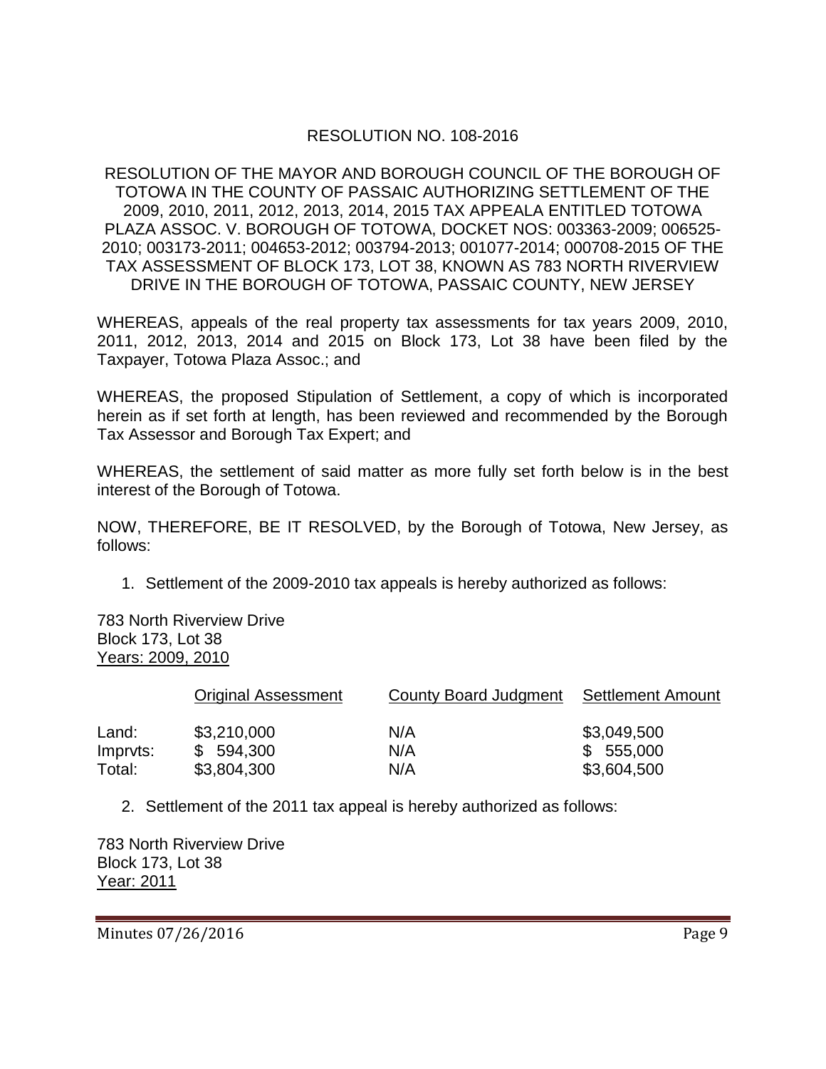RESOLUTION NO. 108-2016

RESOLUTION OF THE MAYOR AND BOROUGH COUNCIL OF THE BOROUGH OF TOTOWA IN THE COUNTY OF PASSAIC AUTHORIZING SETTLEMENT OF THE 2009, 2010, 2011, 2012, 2013, 2014, 2015 TAX APPEALA ENTITLED TOTOWA PLAZA ASSOC. V. BOROUGH OF TOTOWA, DOCKET NOS: 003363-2009; 006525-2010; 003173-2011; 004653-2012; 003794-2013; 001077-2014; 000708-2015 OF THE TAX ASSESSMENT OF BLOCK 173, LOT 38, KNOWN AS 783 NORTH RIVERVIEW DRIVE IN THE BOROUGH OF TOTOWA, PASSAIC COUNTY, NEW JERSEY

WHEREAS, appeals of the real property tax assessments for tax years 2009, 2010, 2011, 2012, 2013, 2014 and 2015 on Block 173, Lot 38 have been filed by the Taxpayer, Totowa Plaza Assoc.; and

WHEREAS, the proposed Stipulation of Settlement, a copy of which is incorporated herein as if set forth at length, has been reviewed and recommended by the Borough Tax Assessor and Borough Tax Expert; and

WHEREAS, the settlement of said matter as more fully set forth below is in the best interest of the Borough of Totowa.

NOW, THEREFORE, BE IT RESOLVED, by the Borough of Totowa, New Jersey, as follows:

1. Settlement of the 2009-2010 tax appeals is hereby authorized as follows:

783 North Riverview Drive
Block 173, Lot 38
Years: 2009, 2010

| | Original Assessment | County Board Judgment | Settlement Amount |
|---|---|---|---|
| Land: | $3,210,000 | N/A | $3,049,500 |
| Imprvts: | $ 594,300 | N/A | $ 555,000 |
| Total: | $3,804,300 | N/A | $3,604,500 |

2. Settlement of the 2011 tax appeal is hereby authorized as follows:

783 North Riverview Drive
Block 173, Lot 38
Year: 2011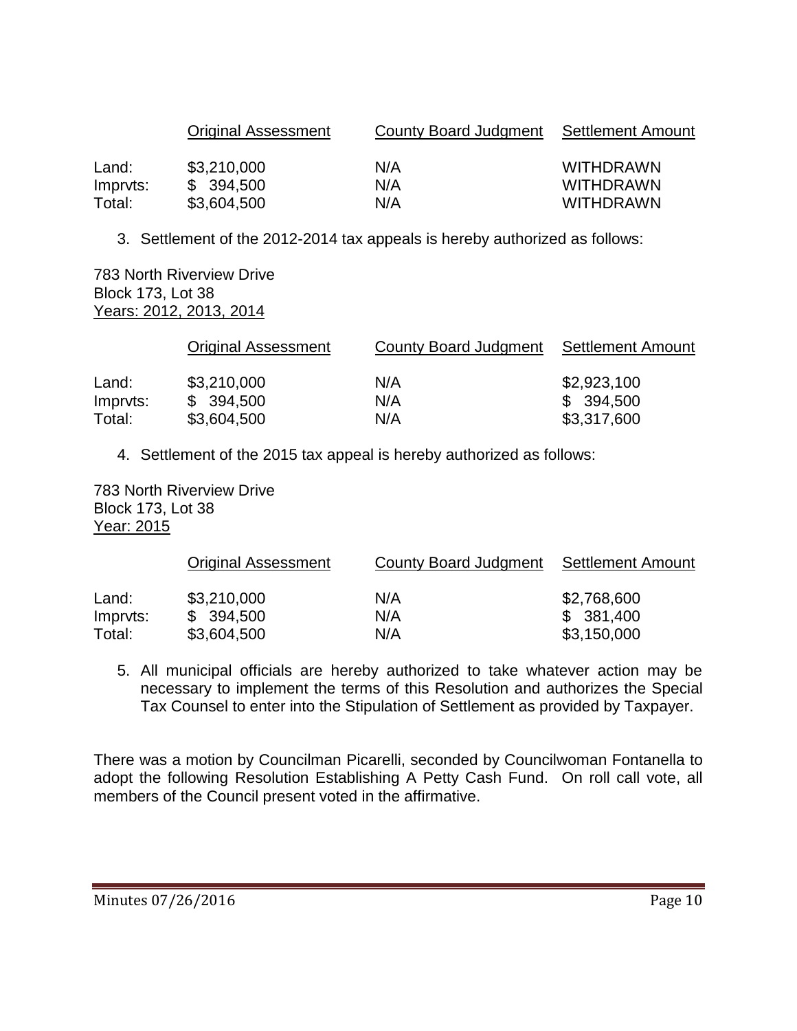| | Original Assessment | County Board Judgment | Settlement Amount |
|---|---|---|---|
| Land: | \$3,210,000 | N/A | WITHDRAWN |
| Imprvts: | \$ 394,500 | N/A | WITHDRAWN |
| Total: | \$3,604,500 | N/A | WITHDRAWN |

3. Settlement of the 2012-2014 tax appeals is hereby authorized as follows:

783 North Riverview Drive
Block 173, Lot 38
Years: 2012, 2013, 2014

| | Original Assessment | County Board Judgment | Settlement Amount |
|---|---|---|---|
| Land: | \$3,210,000 | N/A | \$2,923,100 |
| Imprvts: | \$ 394,500 | N/A | \$ 394,500 |
| Total: | \$3,604,500 | N/A | \$3,317,600 |

4. Settlement of the 2015 tax appeal is hereby authorized as follows:

783 North Riverview Drive
Block 173, Lot 38
Year: 2015

| | Original Assessment | County Board Judgment | Settlement Amount |
|---|---|---|---|
| Land: | \$3,210,000 | N/A | \$2,768,600 |
| Imprvts: | \$ 394,500 | N/A | \$ 381,400 |
| Total: | \$3,604,500 | N/A | \$3,150,000 |

5. All municipal officials are hereby authorized to take whatever action may be necessary to implement the terms of this Resolution and authorizes the Special Tax Counsel to enter into the Stipulation of Settlement as provided by Taxpayer.

There was a motion by Councilman Picarelli, seconded by Councilwoman Fontanella to adopt the following Resolution Establishing A Petty Cash Fund. On roll call vote, all members of the Council present voted in the affirmative.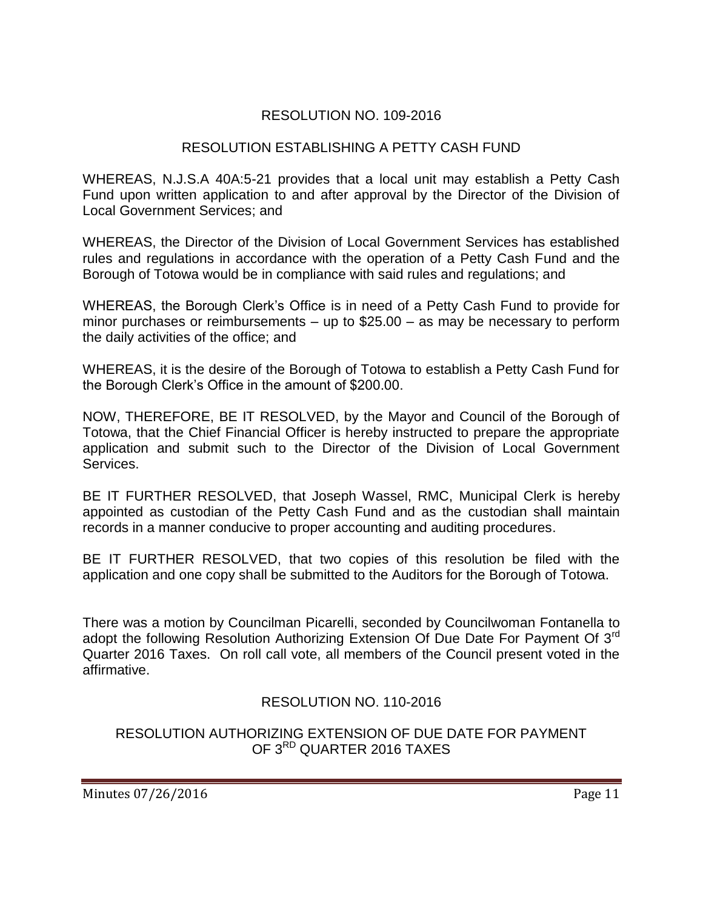RESOLUTION NO. 109-2016

RESOLUTION ESTABLISHING A PETTY CASH FUND

WHEREAS, N.J.S.A 40A:5-21 provides that a local unit may establish a Petty Cash Fund upon written application to and after approval by the Director of the Division of Local Government Services; and

WHEREAS, the Director of the Division of Local Government Services has established rules and regulations in accordance with the operation of a Petty Cash Fund and the Borough of Totowa would be in compliance with said rules and regulations; and

WHEREAS, the Borough Clerk's Office is in need of a Petty Cash Fund to provide for minor purchases or reimbursements – up to $25.00 – as may be necessary to perform the daily activities of the office; and

WHEREAS, it is the desire of the Borough of Totowa to establish a Petty Cash Fund for the Borough Clerk's Office in the amount of $200.00.

NOW, THEREFORE, BE IT RESOLVED, by the Mayor and Council of the Borough of Totowa, that the Chief Financial Officer is hereby instructed to prepare the appropriate application and submit such to the Director of the Division of Local Government Services.

BE IT FURTHER RESOLVED, that Joseph Wassel, RMC, Municipal Clerk is hereby appointed as custodian of the Petty Cash Fund and as the custodian shall maintain records in a manner conducive to proper accounting and auditing procedures.

BE IT FURTHER RESOLVED, that two copies of this resolution be filed with the application and one copy shall be submitted to the Auditors for the Borough of Totowa.

There was a motion by Councilman Picarelli, seconded by Councilwoman Fontanella to adopt the following Resolution Authorizing Extension Of Due Date For Payment Of 3rd Quarter 2016 Taxes. On roll call vote, all members of the Council present voted in the affirmative.

RESOLUTION NO. 110-2016

RESOLUTION AUTHORIZING EXTENSION OF DUE DATE FOR PAYMENT OF 3RD QUARTER 2016 TAXES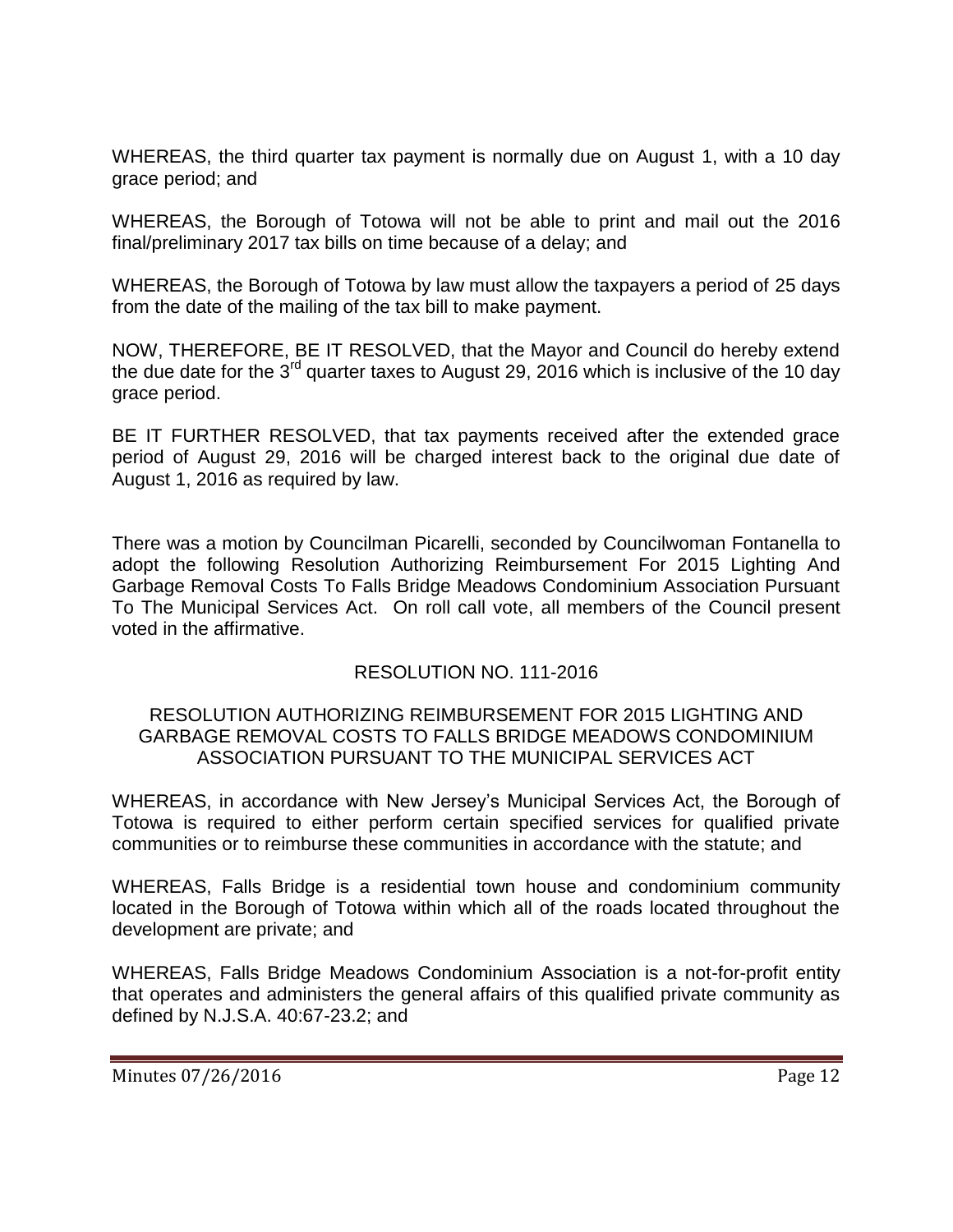WHEREAS, the third quarter tax payment is normally due on August 1, with a 10 day grace period; and

WHEREAS, the Borough of Totowa will not be able to print and mail out the 2016 final/preliminary 2017 tax bills on time because of a delay; and

WHEREAS, the Borough of Totowa by law must allow the taxpayers a period of 25 days from the date of the mailing of the tax bill to make payment.

NOW, THEREFORE, BE IT RESOLVED, that the Mayor and Council do hereby extend the due date for the 3rd quarter taxes to August 29, 2016 which is inclusive of the 10 day grace period.

BE IT FURTHER RESOLVED, that tax payments received after the extended grace period of August 29, 2016 will be charged interest back to the original due date of August 1, 2016 as required by law.

There was a motion by Councilman Picarelli, seconded by Councilwoman Fontanella to adopt the following Resolution Authorizing Reimbursement For 2015 Lighting And Garbage Removal Costs To Falls Bridge Meadows Condominium Association Pursuant To The Municipal Services Act. On roll call vote, all members of the Council present voted in the affirmative.

RESOLUTION NO. 111-2016

RESOLUTION AUTHORIZING REIMBURSEMENT FOR 2015 LIGHTING AND GARBAGE REMOVAL COSTS TO FALLS BRIDGE MEADOWS CONDOMINIUM ASSOCIATION PURSUANT TO THE MUNICIPAL SERVICES ACT

WHEREAS, in accordance with New Jersey's Municipal Services Act, the Borough of Totowa is required to either perform certain specified services for qualified private communities or to reimburse these communities in accordance with the statute; and

WHEREAS, Falls Bridge is a residential town house and condominium community located in the Borough of Totowa within which all of the roads located throughout the development are private; and

WHEREAS, Falls Bridge Meadows Condominium Association is a not-for-profit entity that operates and administers the general affairs of this qualified private community as defined by N.J.S.A. 40:67-23.2; and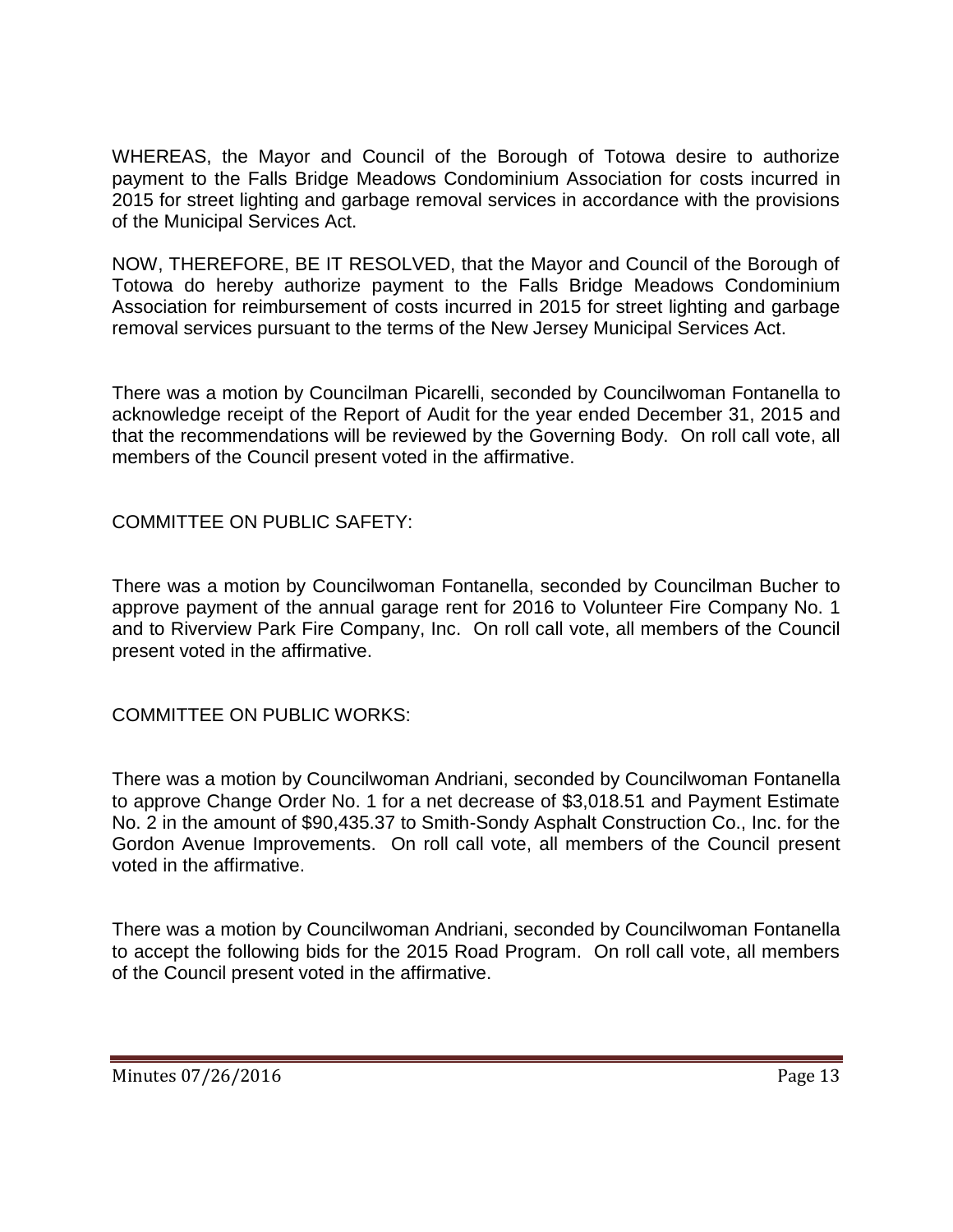WHEREAS, the Mayor and Council of the Borough of Totowa desire to authorize payment to the Falls Bridge Meadows Condominium Association for costs incurred in 2015 for street lighting and garbage removal services in accordance with the provisions of the Municipal Services Act.

NOW, THEREFORE, BE IT RESOLVED, that the Mayor and Council of the Borough of Totowa do hereby authorize payment to the Falls Bridge Meadows Condominium Association for reimbursement of costs incurred in 2015 for street lighting and garbage removal services pursuant to the terms of the New Jersey Municipal Services Act.

There was a motion by Councilman Picarelli, seconded by Councilwoman Fontanella to acknowledge receipt of the Report of Audit for the year ended December 31, 2015 and that the recommendations will be reviewed by the Governing Body. On roll call vote, all members of the Council present voted in the affirmative.

COMMITTEE ON PUBLIC SAFETY:

There was a motion by Councilwoman Fontanella, seconded by Councilman Bucher to approve payment of the annual garage rent for 2016 to Volunteer Fire Company No. 1 and to Riverview Park Fire Company, Inc. On roll call vote, all members of the Council present voted in the affirmative.

COMMITTEE ON PUBLIC WORKS:

There was a motion by Councilwoman Andriani, seconded by Councilwoman Fontanella to approve Change Order No. 1 for a net decrease of $3,018.51 and Payment Estimate No. 2 in the amount of $90,435.37 to Smith-Sondy Asphalt Construction Co., Inc. for the Gordon Avenue Improvements. On roll call vote, all members of the Council present voted in the affirmative.

There was a motion by Councilwoman Andriani, seconded by Councilwoman Fontanella to accept the following bids for the 2015 Road Program. On roll call vote, all members of the Council present voted in the affirmative.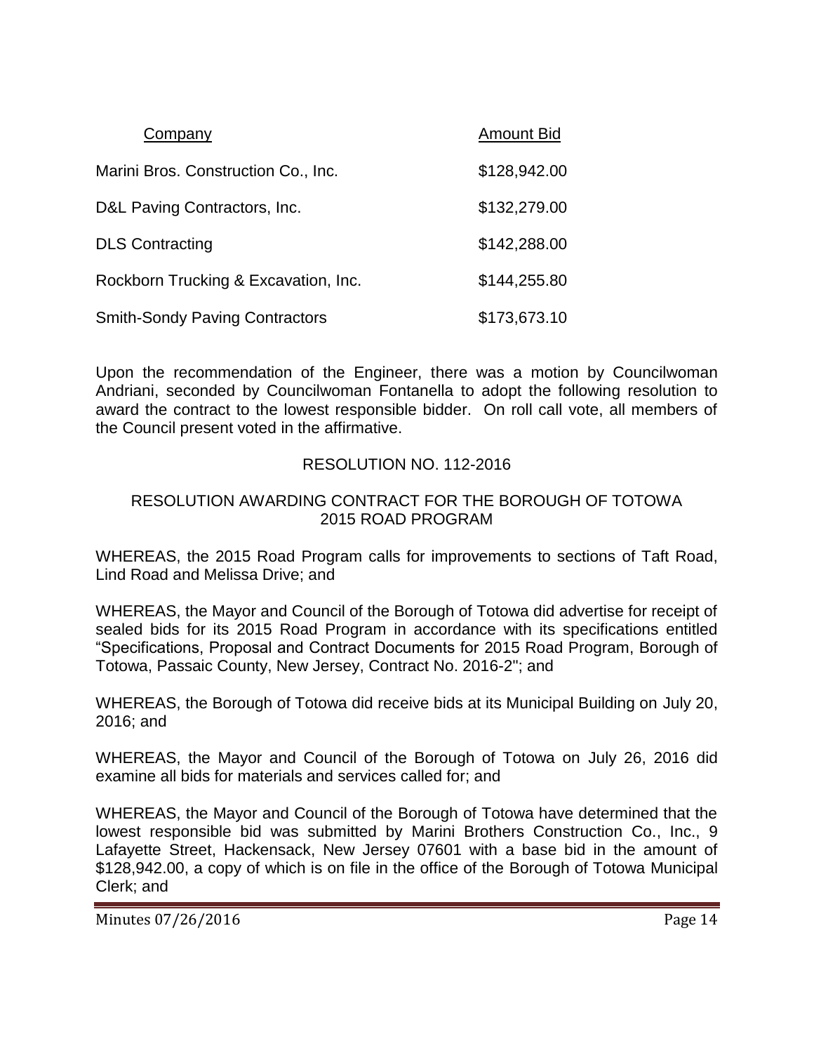| Company | Amount Bid |
| --- | --- |
| Marini Bros. Construction Co., Inc. | $128,942.00 |
| D&L Paving Contractors, Inc. | $132,279.00 |
| DLS Contracting | $142,288.00 |
| Rockborn Trucking & Excavation, Inc. | $144,255.80 |
| Smith-Sondy Paving Contractors | $173,673.10 |

Upon the recommendation of the Engineer, there was a motion by Councilwoman Andriani, seconded by Councilwoman Fontanella to adopt the following resolution to award the contract to the lowest responsible bidder. On roll call vote, all members of the Council present voted in the affirmative.

RESOLUTION NO. 112-2016

RESOLUTION AWARDING CONTRACT FOR THE BOROUGH OF TOTOWA 2015 ROAD PROGRAM

WHEREAS, the 2015 Road Program calls for improvements to sections of Taft Road, Lind Road and Melissa Drive; and

WHEREAS, the Mayor and Council of the Borough of Totowa did advertise for receipt of sealed bids for its 2015 Road Program in accordance with its specifications entitled "Specifications, Proposal and Contract Documents for 2015 Road Program, Borough of Totowa, Passaic County, New Jersey, Contract No. 2016-2"; and

WHEREAS, the Borough of Totowa did receive bids at its Municipal Building on July 20, 2016; and

WHEREAS, the Mayor and Council of the Borough of Totowa on July 26, 2016 did examine all bids for materials and services called for; and

WHEREAS, the Mayor and Council of the Borough of Totowa have determined that the lowest responsible bid was submitted by Marini Brothers Construction Co., Inc., 9 Lafayette Street, Hackensack, New Jersey 07601 with a base bid in the amount of $128,942.00, a copy of which is on file in the office of the Borough of Totowa Municipal Clerk; and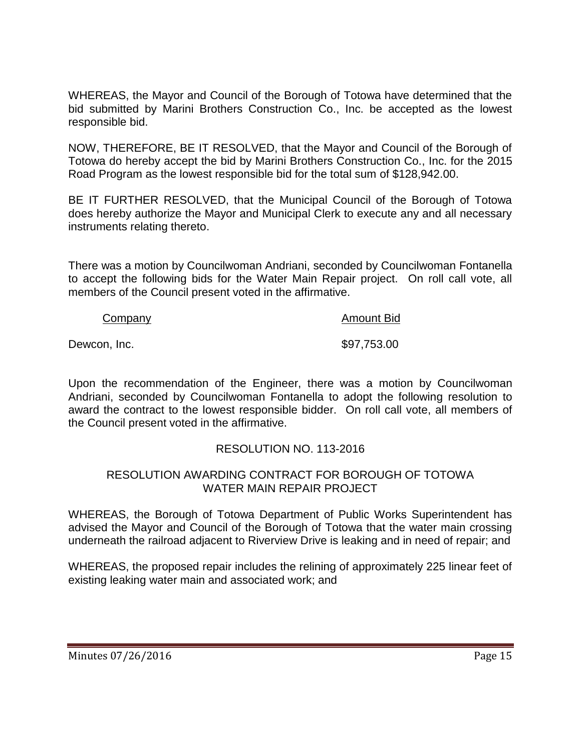WHEREAS, the Mayor and Council of the Borough of Totowa have determined that the bid submitted by Marini Brothers Construction Co., Inc. be accepted as the lowest responsible bid.

NOW, THEREFORE, BE IT RESOLVED, that the Mayor and Council of the Borough of Totowa do hereby accept the bid by Marini Brothers Construction Co., Inc. for the 2015 Road Program as the lowest responsible bid for the total sum of $128,942.00.

BE IT FURTHER RESOLVED, that the Municipal Council of the Borough of Totowa does hereby authorize the Mayor and Municipal Clerk to execute any and all necessary instruments relating thereto.

There was a motion by Councilwoman Andriani, seconded by Councilwoman Fontanella to accept the following bids for the Water Main Repair project. On roll call vote, all members of the Council present voted in the affirmative.

| Company | Amount Bid |
| --- | --- |
| Dewcon, Inc. | $97,753.00 |

Upon the recommendation of the Engineer, there was a motion by Councilwoman Andriani, seconded by Councilwoman Fontanella to adopt the following resolution to award the contract to the lowest responsible bidder. On roll call vote, all members of the Council present voted in the affirmative.

RESOLUTION NO. 113-2016

RESOLUTION AWARDING CONTRACT FOR BOROUGH OF TOTOWA WATER MAIN REPAIR PROJECT

WHEREAS, the Borough of Totowa Department of Public Works Superintendent has advised the Mayor and Council of the Borough of Totowa that the water main crossing underneath the railroad adjacent to Riverview Drive is leaking and in need of repair; and

WHEREAS, the proposed repair includes the relining of approximately 225 linear feet of existing leaking water main and associated work; and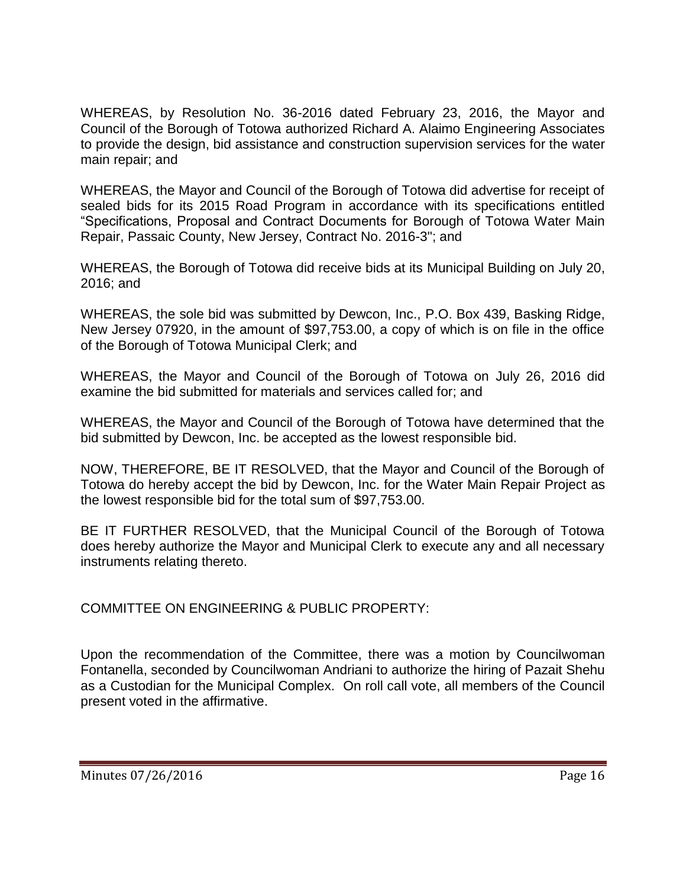WHEREAS, by Resolution No. 36-2016 dated February 23, 2016, the Mayor and Council of the Borough of Totowa authorized Richard A. Alaimo Engineering Associates to provide the design, bid assistance and construction supervision services for the water main repair; and

WHEREAS, the Mayor and Council of the Borough of Totowa did advertise for receipt of sealed bids for its 2015 Road Program in accordance with its specifications entitled "Specifications, Proposal and Contract Documents for Borough of Totowa Water Main Repair, Passaic County, New Jersey, Contract No. 2016-3"; and

WHEREAS, the Borough of Totowa did receive bids at its Municipal Building on July 20, 2016; and

WHEREAS, the sole bid was submitted by Dewcon, Inc., P.O. Box 439, Basking Ridge, New Jersey 07920, in the amount of $97,753.00, a copy of which is on file in the office of the Borough of Totowa Municipal Clerk; and

WHEREAS, the Mayor and Council of the Borough of Totowa on July 26, 2016 did examine the bid submitted for materials and services called for; and

WHEREAS, the Mayor and Council of the Borough of Totowa have determined that the bid submitted by Dewcon, Inc. be accepted as the lowest responsible bid.

NOW, THEREFORE, BE IT RESOLVED, that the Mayor and Council of the Borough of Totowa do hereby accept the bid by Dewcon, Inc. for the Water Main Repair Project as the lowest responsible bid for the total sum of $97,753.00.

BE IT FURTHER RESOLVED, that the Municipal Council of the Borough of Totowa does hereby authorize the Mayor and Municipal Clerk to execute any and all necessary instruments relating thereto.

COMMITTEE ON ENGINEERING & PUBLIC PROPERTY:

Upon the recommendation of the Committee, there was a motion by Councilwoman Fontanella, seconded by Councilwoman Andriani to authorize the hiring of Pazait Shehu as a Custodian for the Municipal Complex. On roll call vote, all members of the Council present voted in the affirmative.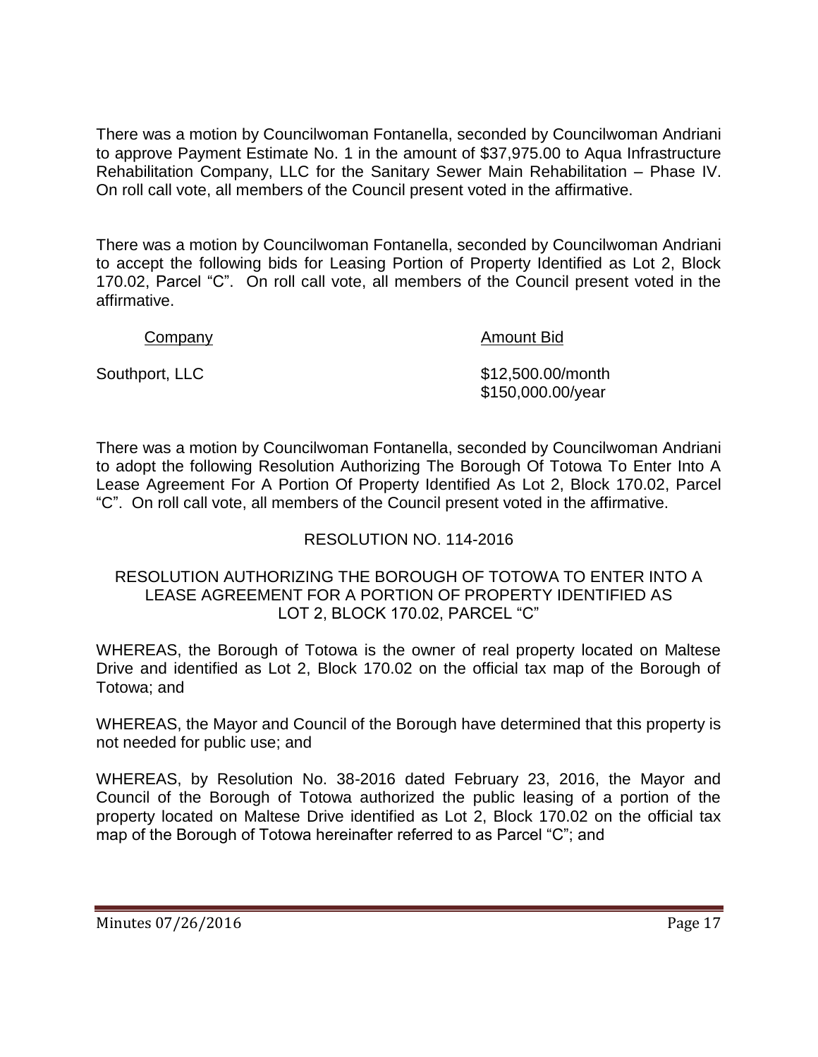There was a motion by Councilwoman Fontanella, seconded by Councilwoman Andriani to approve Payment Estimate No. 1 in the amount of $37,975.00 to Aqua Infrastructure Rehabilitation Company, LLC for the Sanitary Sewer Main Rehabilitation – Phase IV. On roll call vote, all members of the Council present voted in the affirmative.

There was a motion by Councilwoman Fontanella, seconded by Councilwoman Andriani to accept the following bids for Leasing Portion of Property Identified as Lot 2, Block 170.02, Parcel "C". On roll call vote, all members of the Council present voted in the affirmative.

| Company | Amount Bid |
| --- | --- |
| Southport, LLC | $12,500.00/month<br>$150,000.00/year |

There was a motion by Councilwoman Fontanella, seconded by Councilwoman Andriani to adopt the following Resolution Authorizing The Borough Of Totowa To Enter Into A Lease Agreement For A Portion Of Property Identified As Lot 2, Block 170.02, Parcel "C". On roll call vote, all members of the Council present voted in the affirmative.

RESOLUTION NO. 114-2016

RESOLUTION AUTHORIZING THE BOROUGH OF TOTOWA TO ENTER INTO A LEASE AGREEMENT FOR A PORTION OF PROPERTY IDENTIFIED AS LOT 2, BLOCK 170.02, PARCEL "C"

WHEREAS, the Borough of Totowa is the owner of real property located on Maltese Drive and identified as Lot 2, Block 170.02 on the official tax map of the Borough of Totowa; and

WHEREAS, the Mayor and Council of the Borough have determined that this property is not needed for public use; and

WHEREAS, by Resolution No. 38-2016 dated February 23, 2016, the Mayor and Council of the Borough of Totowa authorized the public leasing of a portion of the property located on Maltese Drive identified as Lot 2, Block 170.02 on the official tax map of the Borough of Totowa hereinafter referred to as Parcel "C"; and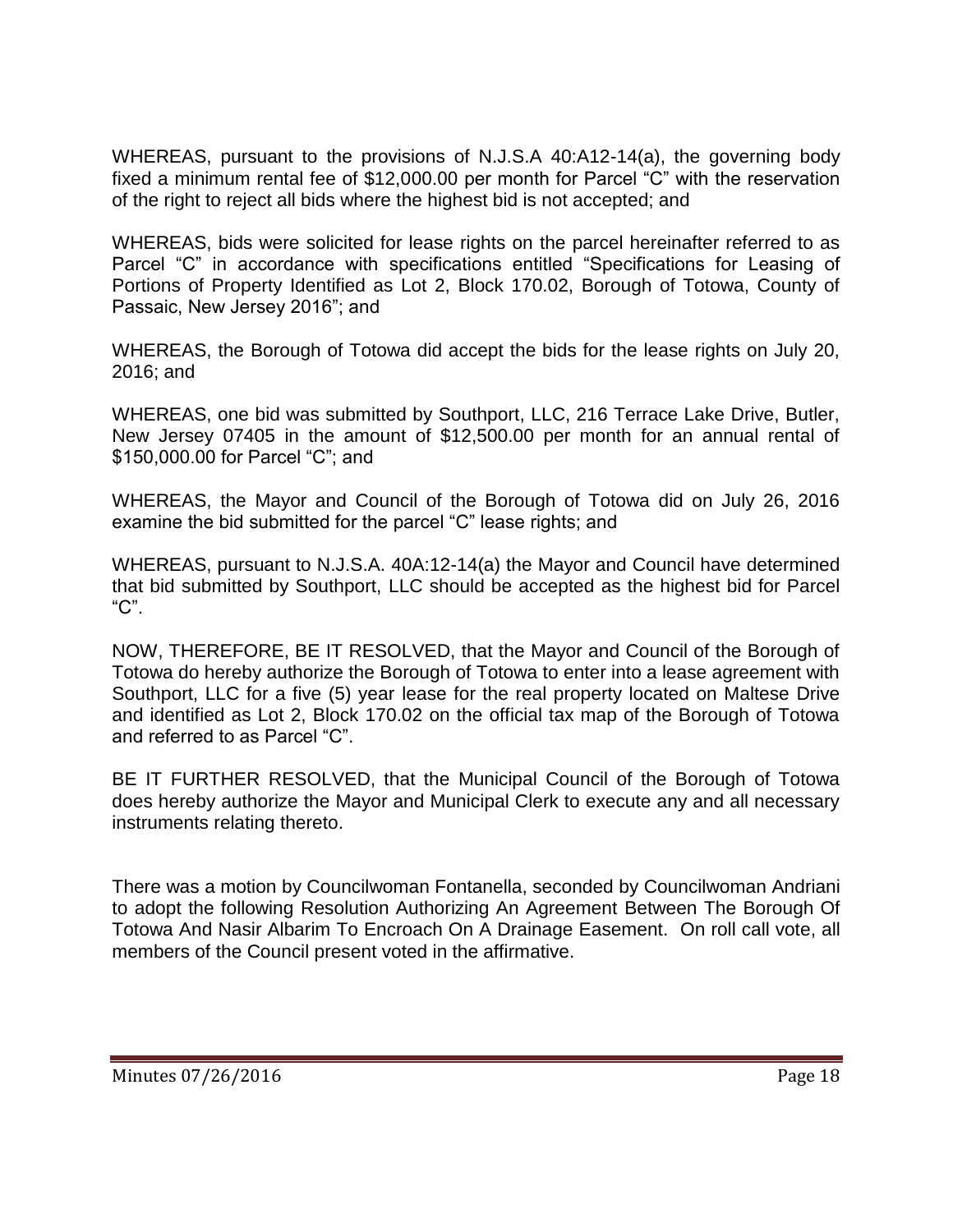WHEREAS, pursuant to the provisions of N.J.S.A 40:A12-14(a), the governing body fixed a minimum rental fee of $12,000.00 per month for Parcel "C" with the reservation of the right to reject all bids where the highest bid is not accepted; and

WHEREAS, bids were solicited for lease rights on the parcel hereinafter referred to as Parcel "C" in accordance with specifications entitled "Specifications for Leasing of Portions of Property Identified as Lot 2, Block 170.02, Borough of Totowa, County of Passaic, New Jersey 2016"; and

WHEREAS, the Borough of Totowa did accept the bids for the lease rights on July 20, 2016; and

WHEREAS, one bid was submitted by Southport, LLC, 216 Terrace Lake Drive, Butler, New Jersey 07405 in the amount of $12,500.00 per month for an annual rental of $150,000.00 for Parcel "C"; and

WHEREAS, the Mayor and Council of the Borough of Totowa did on July 26, 2016 examine the bid submitted for the parcel "C" lease rights; and

WHEREAS, pursuant to N.J.S.A. 40A:12-14(a) the Mayor and Council have determined that bid submitted by Southport, LLC should be accepted as the highest bid for Parcel "C".

NOW, THEREFORE, BE IT RESOLVED, that the Mayor and Council of the Borough of Totowa do hereby authorize the Borough of Totowa to enter into a lease agreement with Southport, LLC for a five (5) year lease for the real property located on Maltese Drive and identified as Lot 2, Block 170.02 on the official tax map of the Borough of Totowa and referred to as Parcel "C".

BE IT FURTHER RESOLVED, that the Municipal Council of the Borough of Totowa does hereby authorize the Mayor and Municipal Clerk to execute any and all necessary instruments relating thereto.

There was a motion by Councilwoman Fontanella, seconded by Councilwoman Andriani to adopt the following Resolution Authorizing An Agreement Between The Borough Of Totowa And Nasir Albarim To Encroach On A Drainage Easement. On roll call vote, all members of the Council present voted in the affirmative.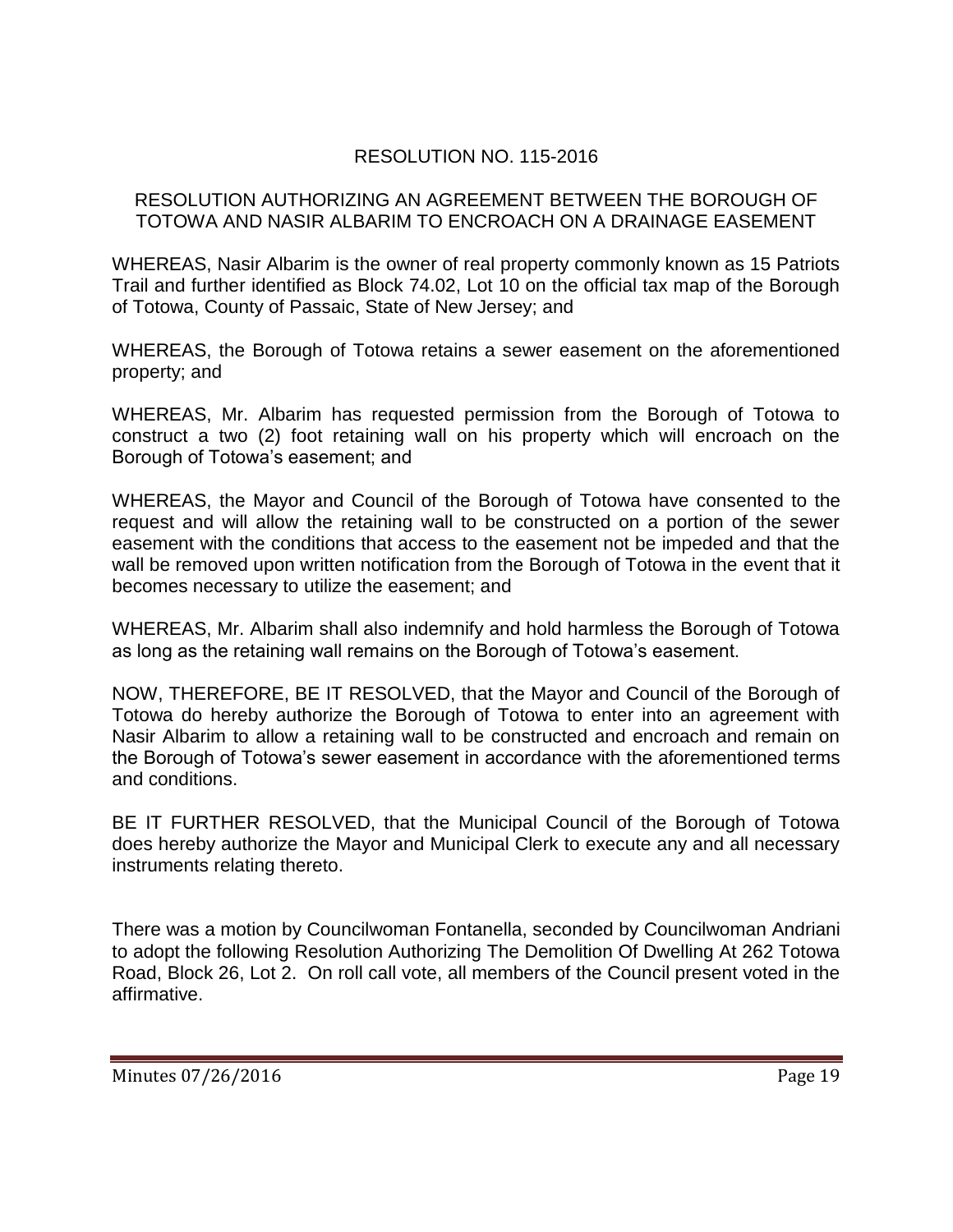RESOLUTION NO. 115-2016

RESOLUTION AUTHORIZING AN AGREEMENT BETWEEN THE BOROUGH OF TOTOWA AND NASIR ALBARIM TO ENCROACH ON A DRAINAGE EASEMENT

WHEREAS, Nasir Albarim is the owner of real property commonly known as 15 Patriots Trail and further identified as Block 74.02, Lot 10 on the official tax map of the Borough of Totowa, County of Passaic, State of New Jersey; and

WHEREAS, the Borough of Totowa retains a sewer easement on the aforementioned property; and

WHEREAS, Mr. Albarim has requested permission from the Borough of Totowa to construct a two (2) foot retaining wall on his property which will encroach on the Borough of Totowa's easement; and

WHEREAS, the Mayor and Council of the Borough of Totowa have consented to the request and will allow the retaining wall to be constructed on a portion of the sewer easement with the conditions that access to the easement not be impeded and that the wall be removed upon written notification from the Borough of Totowa in the event that it becomes necessary to utilize the easement; and

WHEREAS, Mr. Albarim shall also indemnify and hold harmless the Borough of Totowa as long as the retaining wall remains on the Borough of Totowa's easement.

NOW, THEREFORE, BE IT RESOLVED, that the Mayor and Council of the Borough of Totowa do hereby authorize the Borough of Totowa to enter into an agreement with Nasir Albarim to allow a retaining wall to be constructed and encroach and remain on the Borough of Totowa's sewer easement in accordance with the aforementioned terms and conditions.

BE IT FURTHER RESOLVED, that the Municipal Council of the Borough of Totowa does hereby authorize the Mayor and Municipal Clerk to execute any and all necessary instruments relating thereto.

There was a motion by Councilwoman Fontanella, seconded by Councilwoman Andriani to adopt the following Resolution Authorizing The Demolition Of Dwelling At 262 Totowa Road, Block 26, Lot 2. On roll call vote, all members of the Council present voted in the affirmative.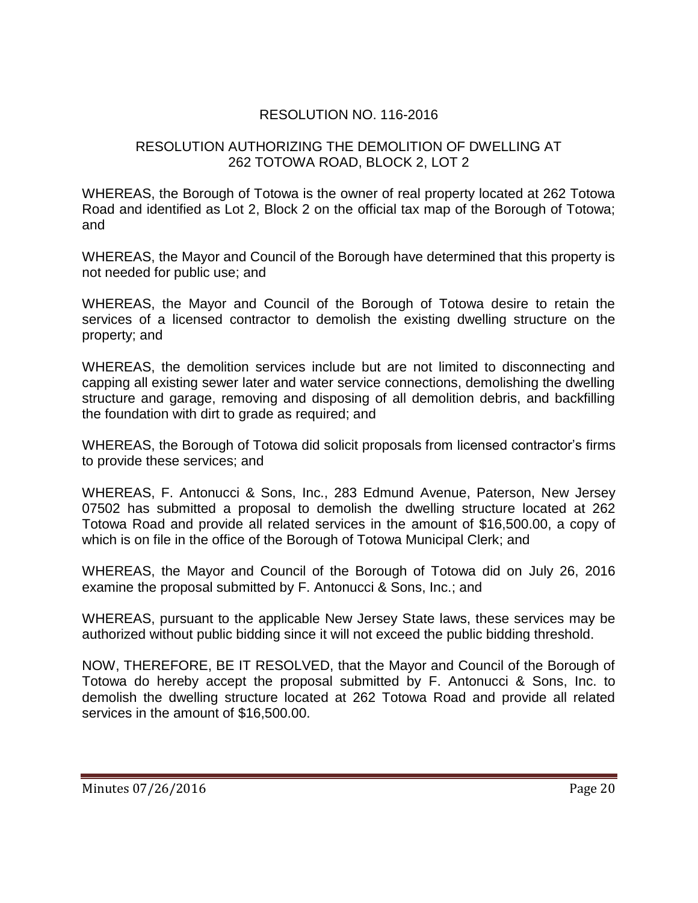## RESOLUTION NO. 116-2016

### RESOLUTION AUTHORIZING THE DEMOLITION OF DWELLING AT 262 TOTOWA ROAD, BLOCK 2, LOT 2

WHEREAS, the Borough of Totowa is the owner of real property located at 262 Totowa Road and identified as Lot 2, Block 2 on the official tax map of the Borough of Totowa; and

WHEREAS, the Mayor and Council of the Borough have determined that this property is not needed for public use; and

WHEREAS, the Mayor and Council of the Borough of Totowa desire to retain the services of a licensed contractor to demolish the existing dwelling structure on the property; and

WHEREAS, the demolition services include but are not limited to disconnecting and capping all existing sewer later and water service connections, demolishing the dwelling structure and garage, removing and disposing of all demolition debris, and backfilling the foundation with dirt to grade as required; and

WHEREAS, the Borough of Totowa did solicit proposals from licensed contractor's firms to provide these services; and

WHEREAS, F. Antonucci & Sons, Inc., 283 Edmund Avenue, Paterson, New Jersey 07502 has submitted a proposal to demolish the dwelling structure located at 262 Totowa Road and provide all related services in the amount of $16,500.00, a copy of which is on file in the office of the Borough of Totowa Municipal Clerk; and

WHEREAS, the Mayor and Council of the Borough of Totowa did on July 26, 2016 examine the proposal submitted by F. Antonucci & Sons, Inc.; and

WHEREAS, pursuant to the applicable New Jersey State laws, these services may be authorized without public bidding since it will not exceed the public bidding threshold.

NOW, THEREFORE, BE IT RESOLVED, that the Mayor and Council of the Borough of Totowa do hereby accept the proposal submitted by F. Antonucci & Sons, Inc. to demolish the dwelling structure located at 262 Totowa Road and provide all related services in the amount of $16,500.00.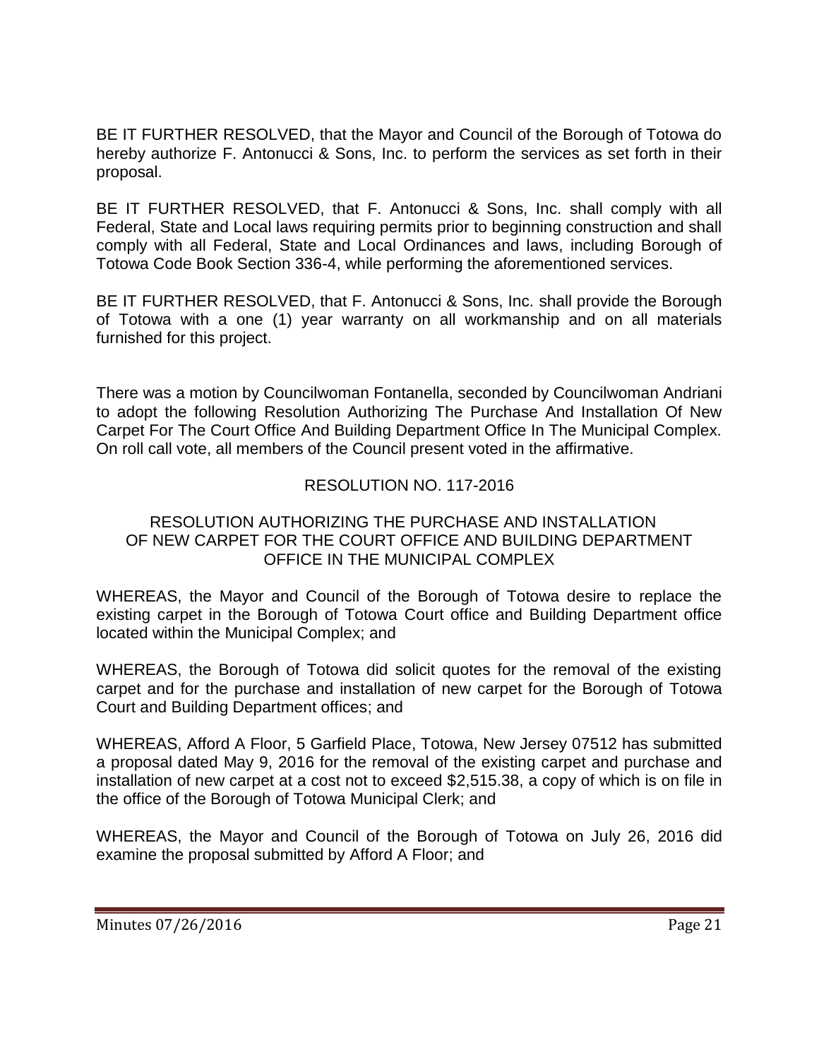BE IT FURTHER RESOLVED, that the Mayor and Council of the Borough of Totowa do hereby authorize F. Antonucci & Sons, Inc. to perform the services as set forth in their proposal.

BE IT FURTHER RESOLVED, that F. Antonucci & Sons, Inc. shall comply with all Federal, State and Local laws requiring permits prior to beginning construction and shall comply with all Federal, State and Local Ordinances and laws, including Borough of Totowa Code Book Section 336-4, while performing the aforementioned services.

BE IT FURTHER RESOLVED, that F. Antonucci & Sons, Inc. shall provide the Borough of Totowa with a one (1) year warranty on all workmanship and on all materials furnished for this project.

There was a motion by Councilwoman Fontanella, seconded by Councilwoman Andriani to adopt the following Resolution Authorizing The Purchase And Installation Of New Carpet For The Court Office And Building Department Office In The Municipal Complex. On roll call vote, all members of the Council present voted in the affirmative.

RESOLUTION NO. 117-2016

RESOLUTION AUTHORIZING THE PURCHASE AND INSTALLATION OF NEW CARPET FOR THE COURT OFFICE AND BUILDING DEPARTMENT OFFICE IN THE MUNICIPAL COMPLEX

WHEREAS, the Mayor and Council of the Borough of Totowa desire to replace the existing carpet in the Borough of Totowa Court office and Building Department office located within the Municipal Complex; and

WHEREAS, the Borough of Totowa did solicit quotes for the removal of the existing carpet and for the purchase and installation of new carpet for the Borough of Totowa Court and Building Department offices; and

WHEREAS, Afford A Floor, 5 Garfield Place, Totowa, New Jersey 07512 has submitted a proposal dated May 9, 2016 for the removal of the existing carpet and purchase and installation of new carpet at a cost not to exceed $2,515.38, a copy of which is on file in the office of the Borough of Totowa Municipal Clerk; and

WHEREAS, the Mayor and Council of the Borough of Totowa on July 26, 2016 did examine the proposal submitted by Afford A Floor; and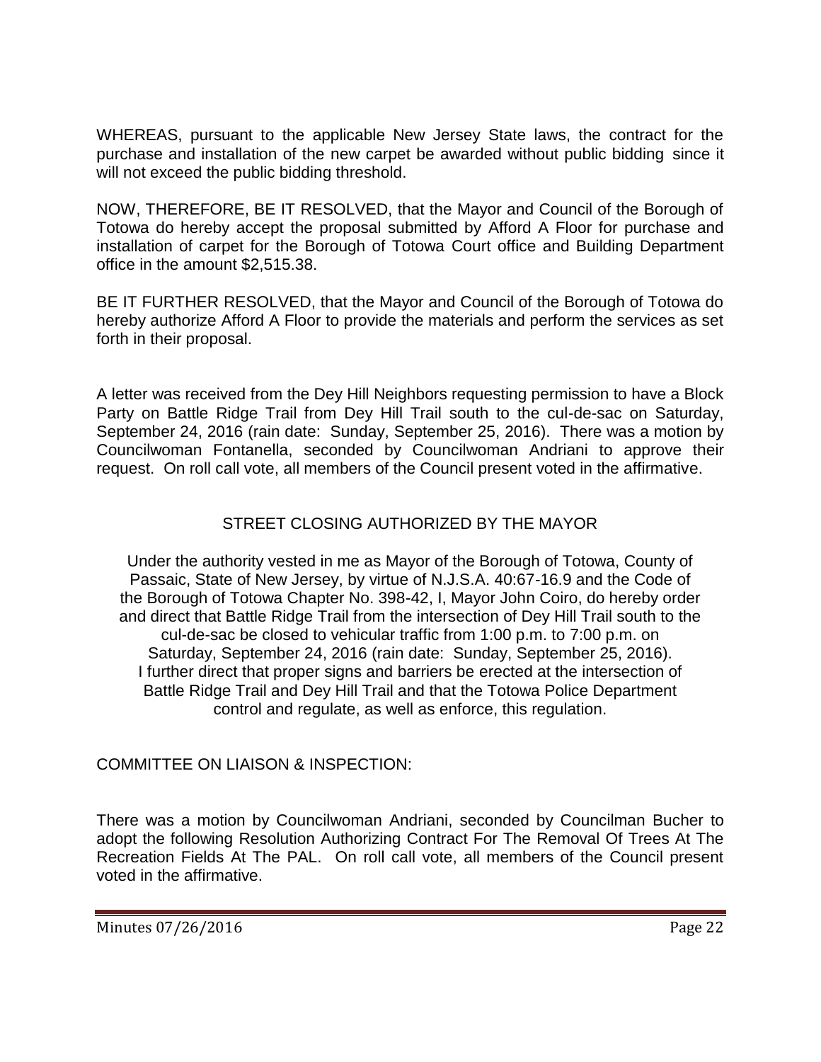WHEREAS, pursuant to the applicable New Jersey State laws, the contract for the purchase and installation of the new carpet be awarded without public bidding since it will not exceed the public bidding threshold.

NOW, THEREFORE, BE IT RESOLVED, that the Mayor and Council of the Borough of Totowa do hereby accept the proposal submitted by Afford A Floor for purchase and installation of carpet for the Borough of Totowa Court office and Building Department office in the amount $2,515.38.

BE IT FURTHER RESOLVED, that the Mayor and Council of the Borough of Totowa do hereby authorize Afford A Floor to provide the materials and perform the services as set forth in their proposal.

A letter was received from the Dey Hill Neighbors requesting permission to have a Block Party on Battle Ridge Trail from Dey Hill Trail south to the cul-de-sac on Saturday, September 24, 2016 (rain date: Sunday, September 25, 2016). There was a motion by Councilwoman Fontanella, seconded by Councilwoman Andriani to approve their request. On roll call vote, all members of the Council present voted in the affirmative.

## STREET CLOSING AUTHORIZED BY THE MAYOR

Under the authority vested in me as Mayor of the Borough of Totowa, County of Passaic, State of New Jersey, by virtue of N.J.S.A. 40:67-16.9 and the Code of the Borough of Totowa Chapter No. 398-42, I, Mayor John Coiro, do hereby order and direct that Battle Ridge Trail from the intersection of Dey Hill Trail south to the cul-de-sac be closed to vehicular traffic from 1:00 p.m. to 7:00 p.m. on Saturday, September 24, 2016 (rain date: Sunday, September 25, 2016). I further direct that proper signs and barriers be erected at the intersection of Battle Ridge Trail and Dey Hill Trail and that the Totowa Police Department control and regulate, as well as enforce, this regulation.

COMMITTEE ON LIAISON & INSPECTION:

There was a motion by Councilwoman Andriani, seconded by Councilman Bucher to adopt the following Resolution Authorizing Contract For The Removal Of Trees At The Recreation Fields At The PAL. On roll call vote, all members of the Council present voted in the affirmative.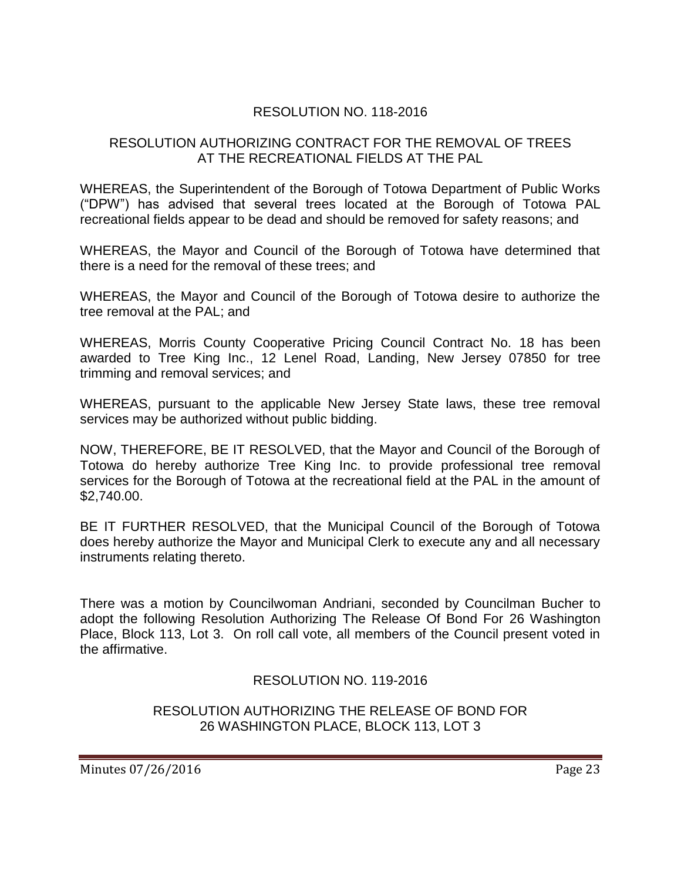RESOLUTION NO. 118-2016

RESOLUTION AUTHORIZING CONTRACT FOR THE REMOVAL OF TREES AT THE RECREATIONAL FIELDS AT THE PAL

WHEREAS, the Superintendent of the Borough of Totowa Department of Public Works ("DPW") has advised that several trees located at the Borough of Totowa PAL recreational fields appear to be dead and should be removed for safety reasons; and

WHEREAS, the Mayor and Council of the Borough of Totowa have determined that there is a need for the removal of these trees; and

WHEREAS, the Mayor and Council of the Borough of Totowa desire to authorize the tree removal at the PAL; and

WHEREAS, Morris County Cooperative Pricing Council Contract No. 18 has been awarded to Tree King Inc., 12 Lenel Road, Landing, New Jersey 07850 for tree trimming and removal services; and

WHEREAS, pursuant to the applicable New Jersey State laws, these tree removal services may be authorized without public bidding.

NOW, THEREFORE, BE IT RESOLVED, that the Mayor and Council of the Borough of Totowa do hereby authorize Tree King Inc. to provide professional tree removal services for the Borough of Totowa at the recreational field at the PAL in the amount of $2,740.00.

BE IT FURTHER RESOLVED, that the Municipal Council of the Borough of Totowa does hereby authorize the Mayor and Municipal Clerk to execute any and all necessary instruments relating thereto.

There was a motion by Councilwoman Andriani, seconded by Councilman Bucher to adopt the following Resolution Authorizing The Release Of Bond For 26 Washington Place, Block 113, Lot 3. On roll call vote, all members of the Council present voted in the affirmative.

RESOLUTION NO. 119-2016

RESOLUTION AUTHORIZING THE RELEASE OF BOND FOR 26 WASHINGTON PLACE, BLOCK 113, LOT 3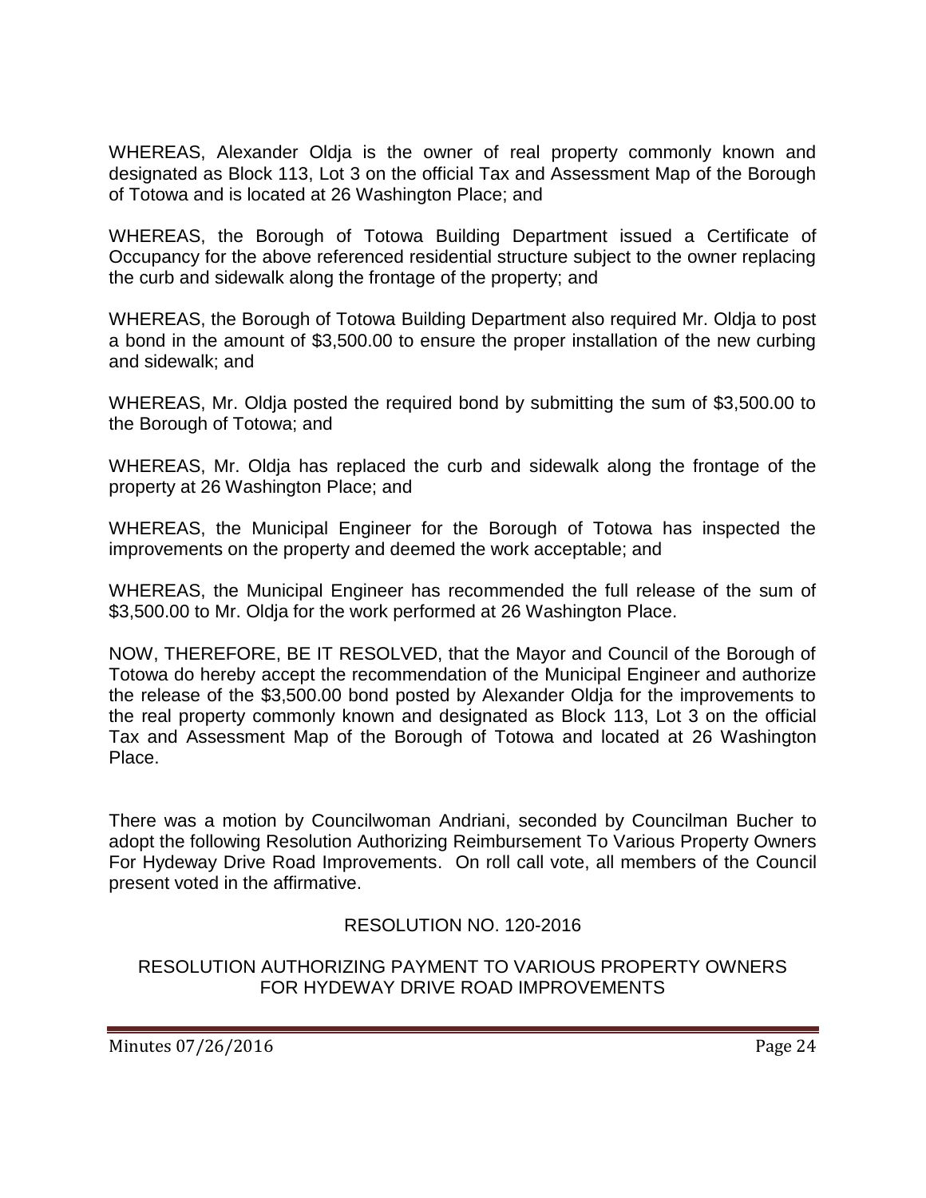WHEREAS, Alexander Oldja is the owner of real property commonly known and designated as Block 113, Lot 3 on the official Tax and Assessment Map of the Borough of Totowa and is located at 26 Washington Place; and

WHEREAS, the Borough of Totowa Building Department issued a Certificate of Occupancy for the above referenced residential structure subject to the owner replacing the curb and sidewalk along the frontage of the property; and

WHEREAS, the Borough of Totowa Building Department also required Mr. Oldja to post a bond in the amount of $3,500.00 to ensure the proper installation of the new curbing and sidewalk; and

WHEREAS, Mr. Oldja posted the required bond by submitting the sum of $3,500.00 to the Borough of Totowa; and

WHEREAS, Mr. Oldja has replaced the curb and sidewalk along the frontage of the property at 26 Washington Place; and

WHEREAS, the Municipal Engineer for the Borough of Totowa has inspected the improvements on the property and deemed the work acceptable; and

WHEREAS, the Municipal Engineer has recommended the full release of the sum of $3,500.00 to Mr. Oldja for the work performed at 26 Washington Place.

NOW, THEREFORE, BE IT RESOLVED, that the Mayor and Council of the Borough of Totowa do hereby accept the recommendation of the Municipal Engineer and authorize the release of the $3,500.00 bond posted by Alexander Oldja for the improvements to the real property commonly known and designated as Block 113, Lot 3 on the official Tax and Assessment Map of the Borough of Totowa and located at 26 Washington Place.

There was a motion by Councilwoman Andriani, seconded by Councilman Bucher to adopt the following Resolution Authorizing Reimbursement To Various Property Owners For Hydeway Drive Road Improvements. On roll call vote, all members of the Council present voted in the affirmative.

RESOLUTION NO. 120-2016

RESOLUTION AUTHORIZING PAYMENT TO VARIOUS PROPERTY OWNERS FOR HYDEWAY DRIVE ROAD IMPROVEMENTS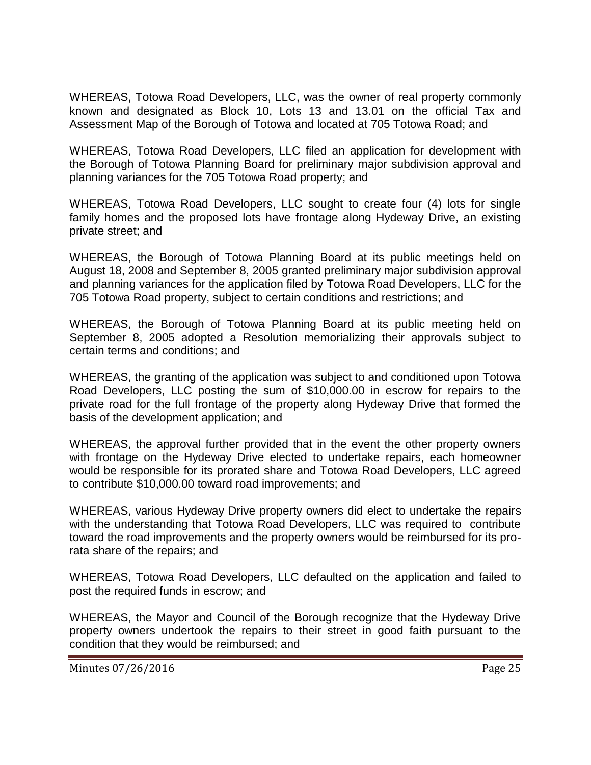WHEREAS, Totowa Road Developers, LLC, was the owner of real property commonly known and designated as Block 10, Lots 13 and 13.01 on the official Tax and Assessment Map of the Borough of Totowa and located at 705 Totowa Road; and

WHEREAS, Totowa Road Developers, LLC filed an application for development with the Borough of Totowa Planning Board for preliminary major subdivision approval and planning variances for the 705 Totowa Road property; and

WHEREAS, Totowa Road Developers, LLC sought to create four (4) lots for single family homes and the proposed lots have frontage along Hydeway Drive, an existing private street; and

WHEREAS, the Borough of Totowa Planning Board at its public meetings held on August 18, 2008 and September 8, 2005 granted preliminary major subdivision approval and planning variances for the application filed by Totowa Road Developers, LLC for the 705 Totowa Road property, subject to certain conditions and restrictions; and

WHEREAS, the Borough of Totowa Planning Board at its public meeting held on September 8, 2005 adopted a Resolution memorializing their approvals subject to certain terms and conditions; and

WHEREAS, the granting of the application was subject to and conditioned upon Totowa Road Developers, LLC posting the sum of $10,000.00 in escrow for repairs to the private road for the full frontage of the property along Hydeway Drive that formed the basis of the development application; and

WHEREAS, the approval further provided that in the event the other property owners with frontage on the Hydeway Drive elected to undertake repairs, each homeowner would be responsible for its prorated share and Totowa Road Developers, LLC agreed to contribute $10,000.00 toward road improvements; and

WHEREAS, various Hydeway Drive property owners did elect to undertake the repairs with the understanding that Totowa Road Developers, LLC was required to contribute toward the road improvements and the property owners would be reimbursed for its pro-rata share of the repairs; and

WHEREAS, Totowa Road Developers, LLC defaulted on the application and failed to post the required funds in escrow; and

WHEREAS, the Mayor and Council of the Borough recognize that the Hydeway Drive property owners undertook the repairs to their street in good faith pursuant to the condition that they would be reimbursed; and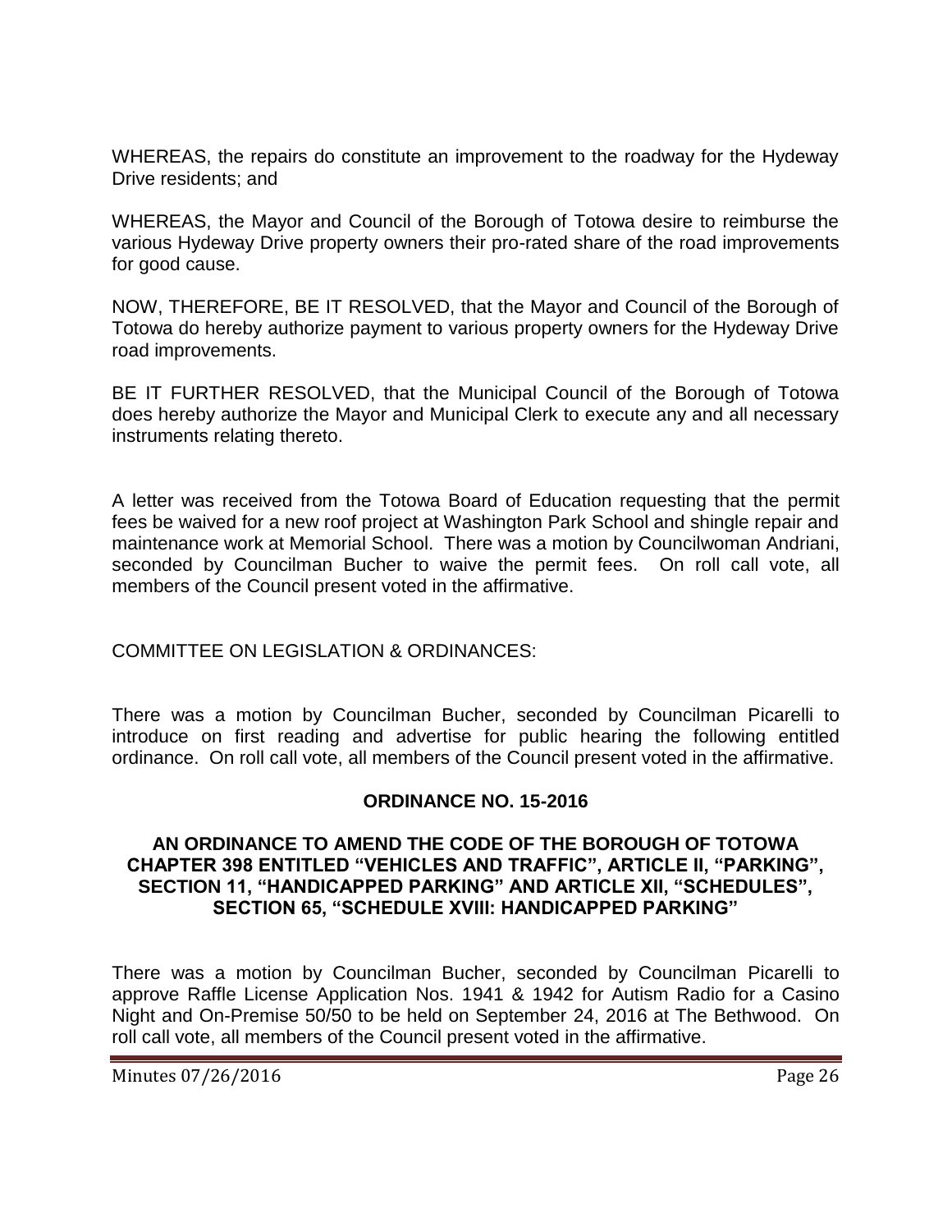WHEREAS, the repairs do constitute an improvement to the roadway for the Hydeway Drive residents; and

WHEREAS, the Mayor and Council of the Borough of Totowa desire to reimburse the various Hydeway Drive property owners their pro-rated share of the road improvements for good cause.

NOW, THEREFORE, BE IT RESOLVED, that the Mayor and Council of the Borough of Totowa do hereby authorize payment to various property owners for the Hydeway Drive road improvements.

BE IT FURTHER RESOLVED, that the Municipal Council of the Borough of Totowa does hereby authorize the Mayor and Municipal Clerk to execute any and all necessary instruments relating thereto.

A letter was received from the Totowa Board of Education requesting that the permit fees be waived for a new roof project at Washington Park School and shingle repair and maintenance work at Memorial School. There was a motion by Councilwoman Andriani, seconded by Councilman Bucher to waive the permit fees. On roll call vote, all members of the Council present voted in the affirmative.

COMMITTEE ON LEGISLATION & ORDINANCES:

There was a motion by Councilman Bucher, seconded by Councilman Picarelli to introduce on first reading and advertise for public hearing the following entitled ordinance. On roll call vote, all members of the Council present voted in the affirmative.

**ORDINANCE NO. 15-2016**

**AN ORDINANCE TO AMEND THE CODE OF THE BOROUGH OF TOTOWA CHAPTER 398 ENTITLED "VEHICLES AND TRAFFIC", ARTICLE II, "PARKING", SECTION 11, "HANDICAPPED PARKING" AND ARTICLE XII, "SCHEDULES", SECTION 65, "SCHEDULE XVIII: HANDICAPPED PARKING"**

There was a motion by Councilman Bucher, seconded by Councilman Picarelli to approve Raffle License Application Nos. 1941 & 1942 for Autism Radio for a Casino Night and On-Premise 50/50 to be held on September 24, 2016 at The Bethwood. On roll call vote, all members of the Council present voted in the affirmative.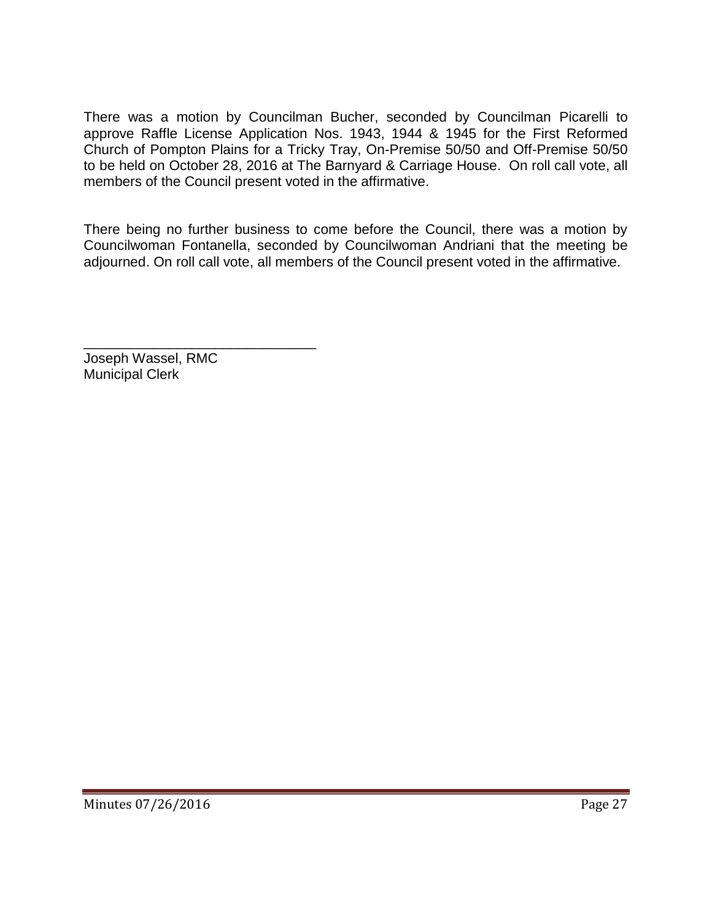There was a motion by Councilman Bucher, seconded by Councilman Picarelli to approve Raffle License Application Nos. 1943, 1944 & 1945 for the First Reformed Church of Pompton Plains for a Tricky Tray, On-Premise 50/50 and Off-Premise 50/50 to be held on October 28, 2016 at The Barnyard & Carriage House. On roll call vote, all members of the Council present voted in the affirmative.

There being no further business to come before the Council, there was a motion by Councilwoman Fontanella, seconded by Councilwoman Andriani that the meeting be adjourned. On roll call vote, all members of the Council present voted in the affirmative.

\_\_\_\_\_\_\_\_\_\_\_\_\_\_\_\_\_\_\_\_\_\_\_\_\_\_\_\_\_\_\_\_

Joseph Wassel, RMC
Municipal Clerk